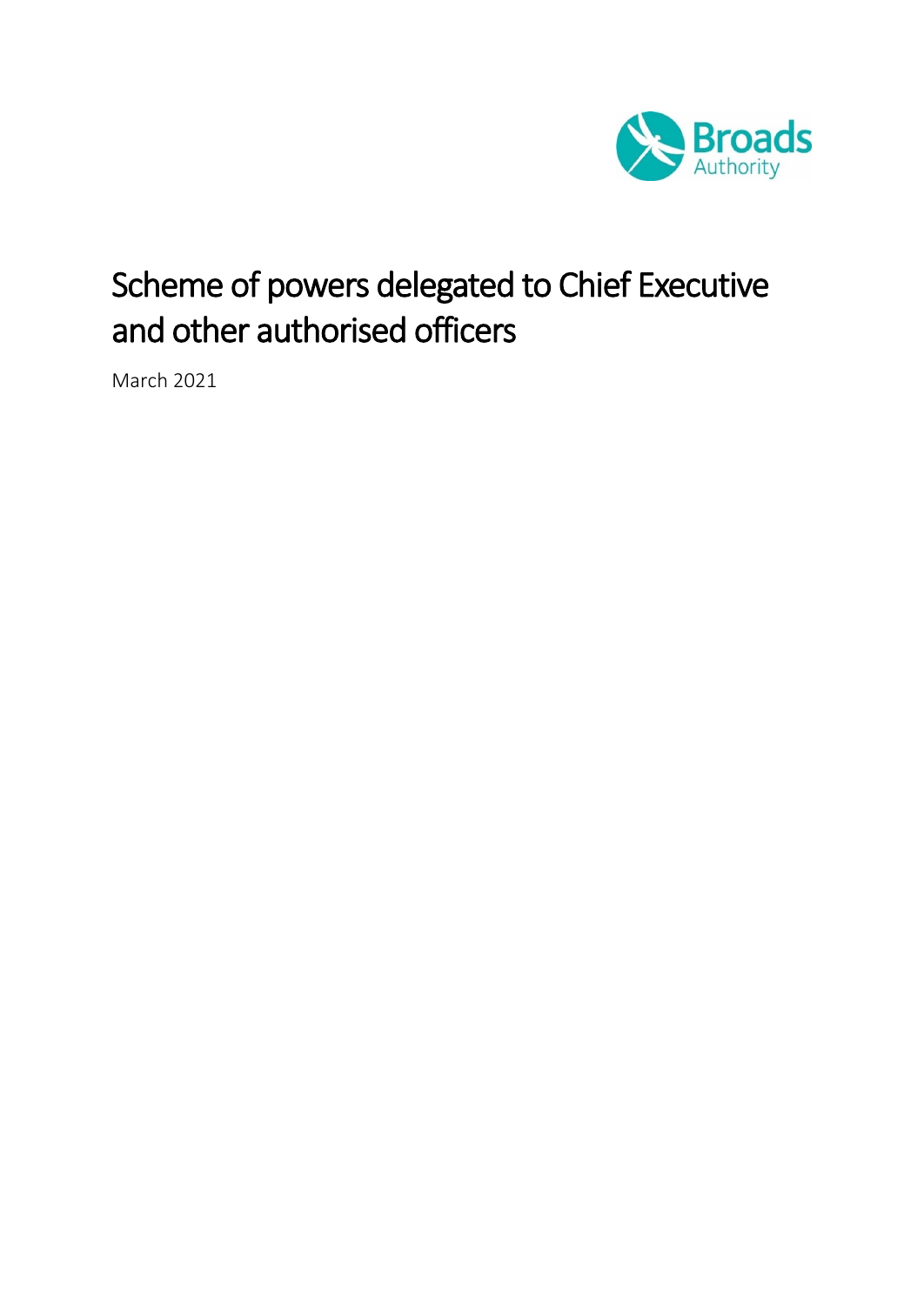Broads Authority

# Scheme of powers delegated to Chief Executive and other authorised officers

March 2021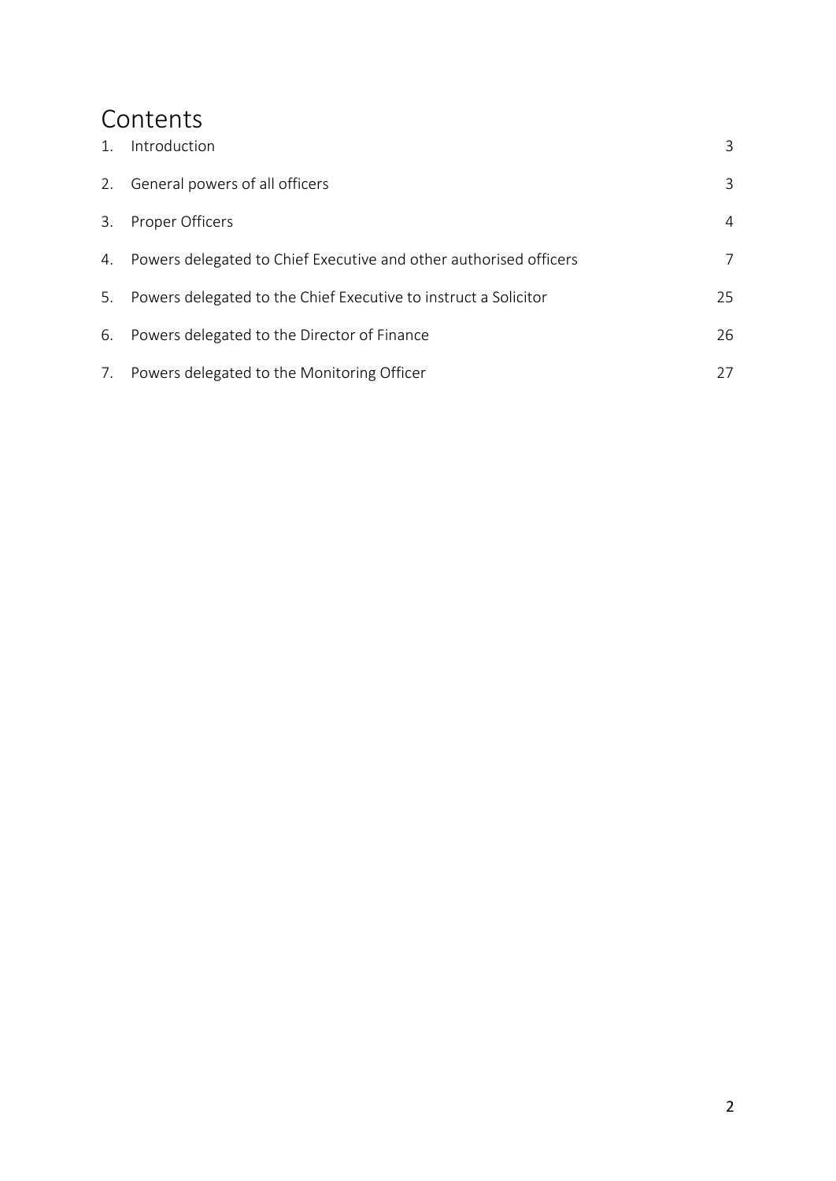# Contents

| | | |
|---|---|---|
| 1. | Introduction | 3 |
| 2. | General powers of all officers | 3 |
| 3. | Proper Officers | 4 |
| 4. | Powers delegated to Chief Executive and other authorised officers | 7 |
| 5. | Powers delegated to the Chief Executive to instruct a Solicitor | 25 |
| 6. | Powers delegated to the Director of Finance | 26 |
| 7. | Powers delegated to the Monitoring Officer | 27 |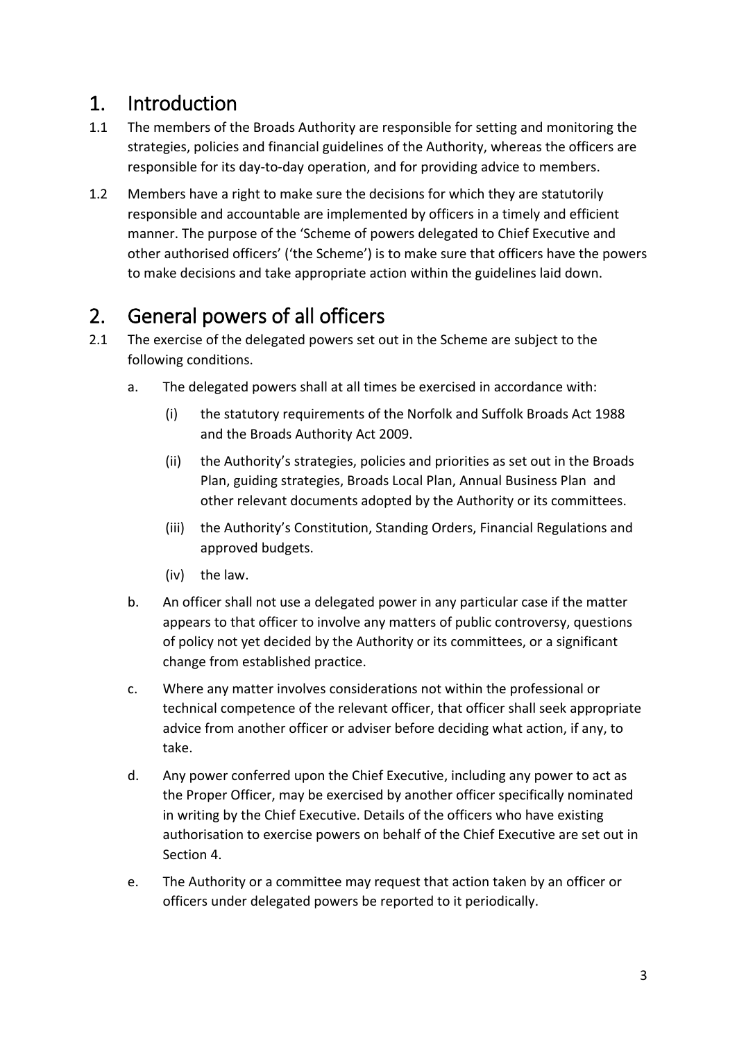# 1. Introduction

1.1 The members of the Broads Authority are responsible for setting and monitoring the strategies, policies and financial guidelines of the Authority, whereas the officers are responsible for its day-to-day operation, and for providing advice to members.

1.2 Members have a right to make sure the decisions for which they are statutorily responsible and accountable are implemented by officers in a timely and efficient manner. The purpose of the 'Scheme of powers delegated to Chief Executive and other authorised officers' ('the Scheme') is to make sure that officers have the powers to make decisions and take appropriate action within the guidelines laid down.

# 2. General powers of all officers

2.1 The exercise of the delegated powers set out in the Scheme are subject to the following conditions.

a. The delegated powers shall at all times be exercised in accordance with:

(i) the statutory requirements of the Norfolk and Suffolk Broads Act 1988 and the Broads Authority Act 2009.

(ii) the Authority's strategies, policies and priorities as set out in the Broads Plan, guiding strategies, Broads Local Plan, Annual Business Plan and other relevant documents adopted by the Authority or its committees.

(iii) the Authority's Constitution, Standing Orders, Financial Regulations and approved budgets.

(iv) the law.

b. An officer shall not use a delegated power in any particular case if the matter appears to that officer to involve any matters of public controversy, questions of policy not yet decided by the Authority or its committees, or a significant change from established practice.

c. Where any matter involves considerations not within the professional or technical competence of the relevant officer, that officer shall seek appropriate advice from another officer or adviser before deciding what action, if any, to take.

d. Any power conferred upon the Chief Executive, including any power to act as the Proper Officer, may be exercised by another officer specifically nominated in writing by the Chief Executive. Details of the officers who have existing authorisation to exercise powers on behalf of the Chief Executive are set out in Section 4.

e. The Authority or a committee may request that action taken by an officer or officers under delegated powers be reported to it periodically.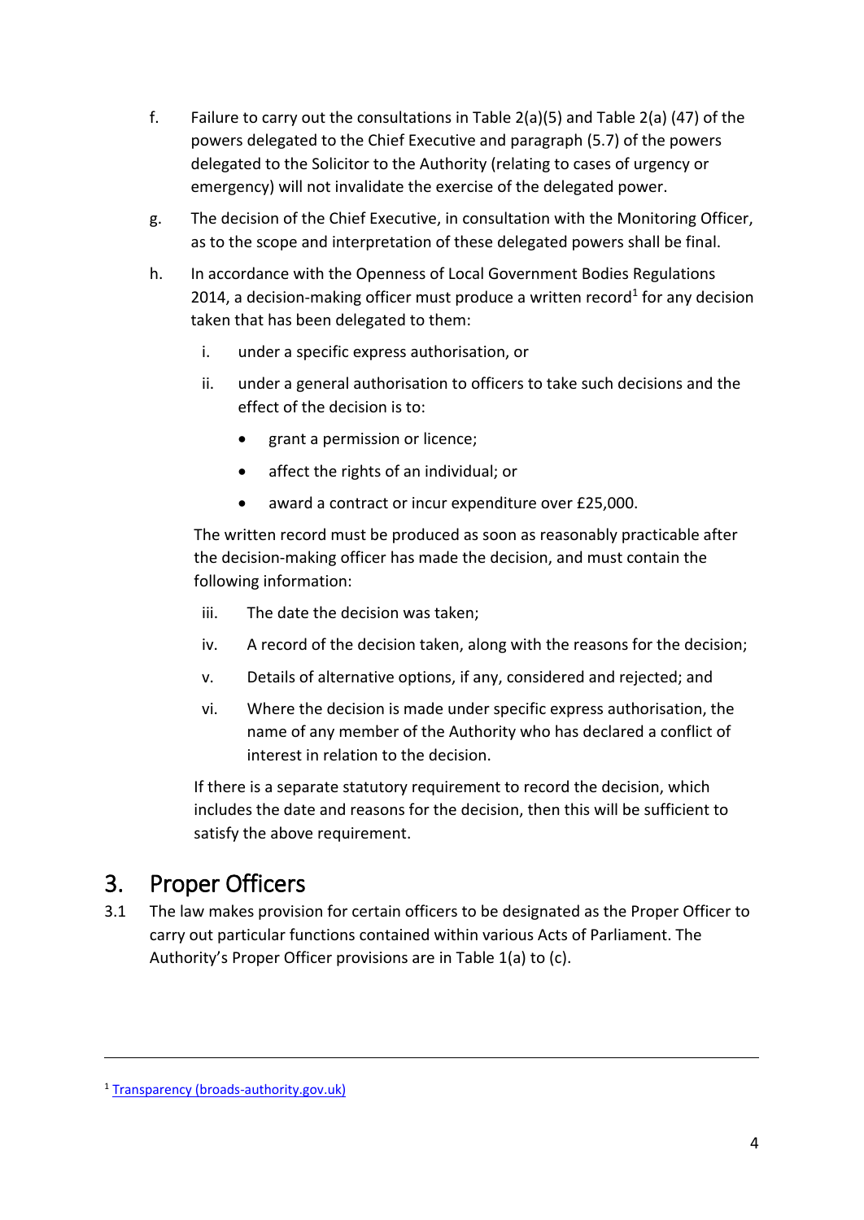f. Failure to carry out the consultations in Table 2(a)(5) and Table 2(a) (47) of the powers delegated to the Chief Executive and paragraph (5.7) of the powers delegated to the Solicitor to the Authority (relating to cases of urgency or emergency) will not invalidate the exercise of the delegated power.

g. The decision of the Chief Executive, in consultation with the Monitoring Officer, as to the scope and interpretation of these delegated powers shall be final.

h. In accordance with the Openness of Local Government Bodies Regulations 2014, a decision-making officer must produce a written record[1] for any decision taken that has been delegated to them:

   i. under a specific express authorisation, or

   ii. under a general authorisation to officers to take such decisions and the effect of the decision is to:

      - grant a permission or licence;
      - affect the rights of an individual; or
      - award a contract or incur expenditure over £25,000.

   The written record must be produced as soon as reasonably practicable after the decision-making officer has made the decision, and must contain the following information:

   iii. The date the decision was taken;

   iv. A record of the decision taken, along with the reasons for the decision;

   v. Details of alternative options, if any, considered and rejected; and

   vi. Where the decision is made under specific express authorisation, the name of any member of the Authority who has declared a conflict of interest in relation to the decision.

   If there is a separate statutory requirement to record the decision, which includes the date and reasons for the decision, then this will be sufficient to satisfy the above requirement.

## 3. Proper Officers

3.1 The law makes provision for certain officers to be designated as the Proper Officer to carry out particular functions contained within various Acts of Parliament. The Authority's Proper Officer provisions are in Table 1(a) to (c).

---

[1] Transparency (broads-authority.gov.uk)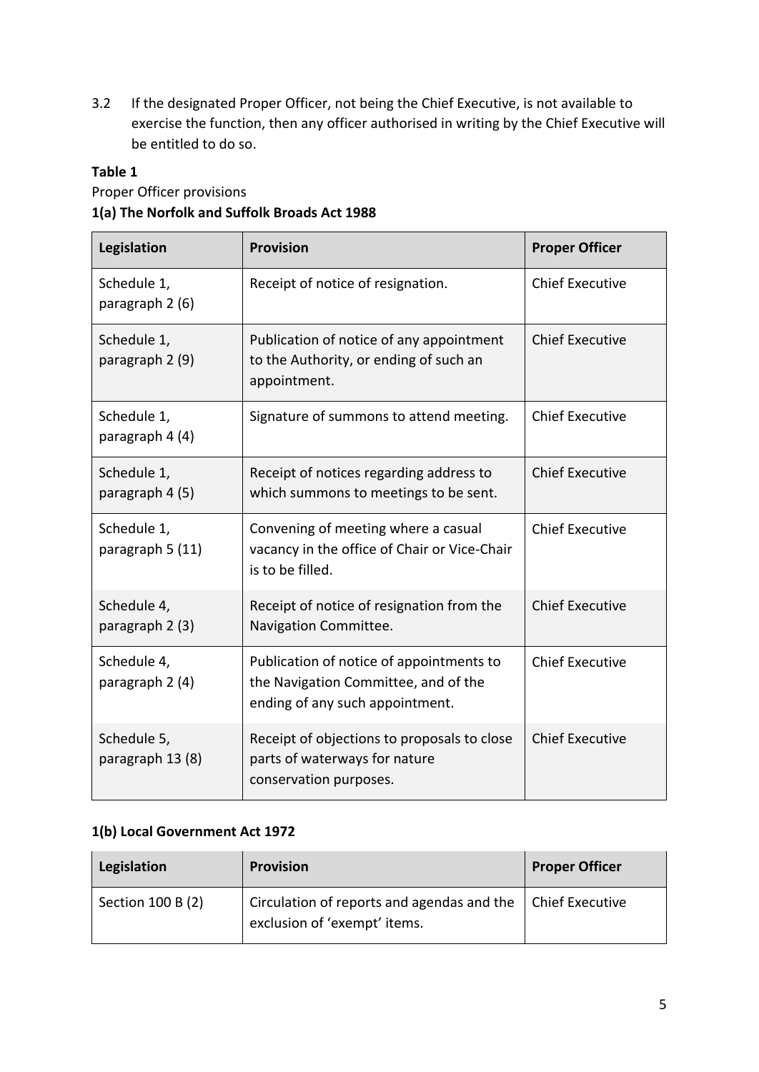3.2 If the designated Proper Officer, not being the Chief Executive, is not available to exercise the function, then any officer authorised in writing by the Chief Executive will be entitled to do so.

**Table 1**

Proper Officer provisions

**1(a) The Norfolk and Suffolk Broads Act 1988**

| Legislation | Provision | Proper Officer |
|---|---|---|
| Schedule 1, paragraph 2 (6) | Receipt of notice of resignation. | Chief Executive |
| Schedule 1, paragraph 2 (9) | Publication of notice of any appointment to the Authority, or ending of such an appointment. | Chief Executive |
| Schedule 1, paragraph 4 (4) | Signature of summons to attend meeting. | Chief Executive |
| Schedule 1, paragraph 4 (5) | Receipt of notices regarding address to which summons to meetings to be sent. | Chief Executive |
| Schedule 1, paragraph 5 (11) | Convening of meeting where a casual vacancy in the office of Chair or Vice-Chair is to be filled. | Chief Executive |
| Schedule 4, paragraph 2 (3) | Receipt of notice of resignation from the Navigation Committee. | Chief Executive |
| Schedule 4, paragraph 2 (4) | Publication of notice of appointments to the Navigation Committee, and of the ending of any such appointment. | Chief Executive |
| Schedule 5, paragraph 13 (8) | Receipt of objections to proposals to close parts of waterways for nature conservation purposes. | Chief Executive |

**1(b) Local Government Act 1972**

| Legislation | Provision | Proper Officer |
|---|---|---|
| Section 100 B (2) | Circulation of reports and agendas and the exclusion of 'exempt' items. | Chief Executive |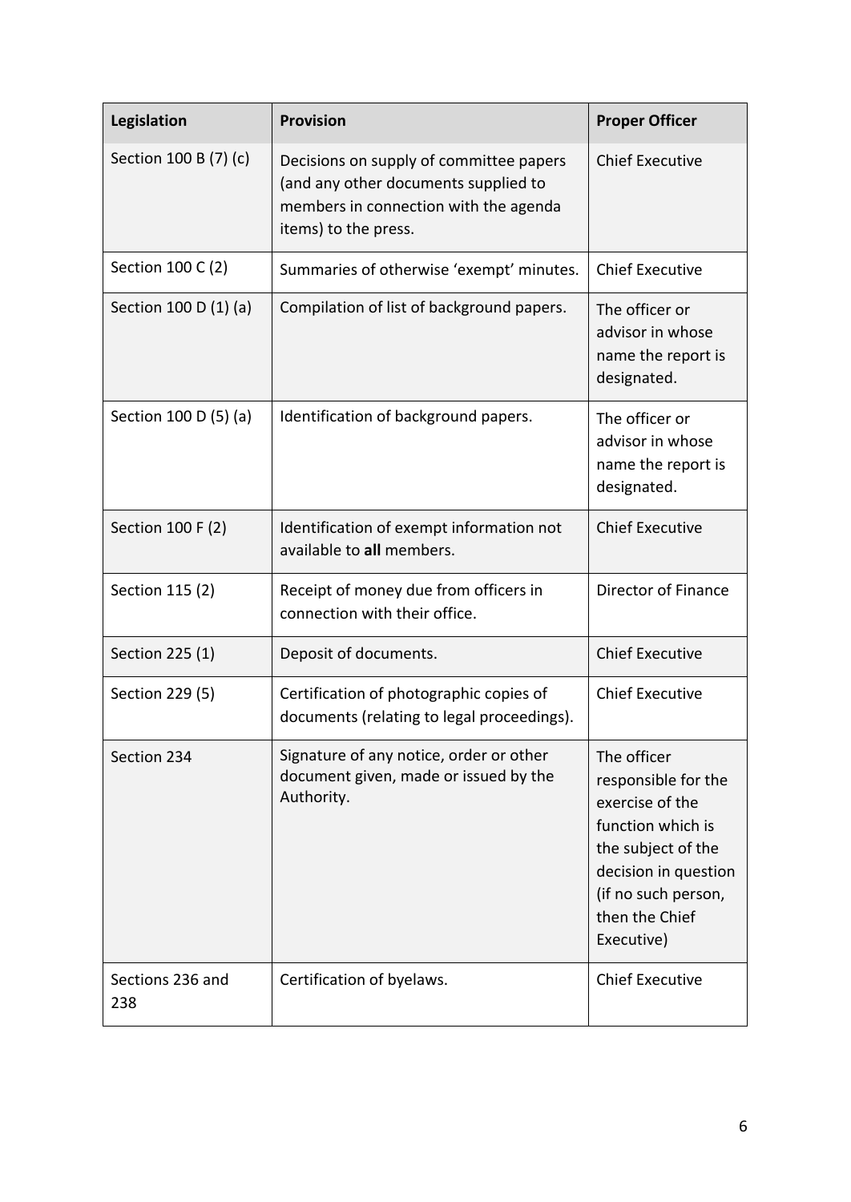| Legislation | Provision | Proper Officer |
|---|---|---|
| Section 100 B (7) (c) | Decisions on supply of committee papers (and any other documents supplied to members in connection with the agenda items) to the press. | Chief Executive |
| Section 100 C (2) | Summaries of otherwise 'exempt' minutes. | Chief Executive |
| Section 100 D (1) (a) | Compilation of list of background papers. | The officer or advisor in whose name the report is designated. |
| Section 100 D (5) (a) | Identification of background papers. | The officer or advisor in whose name the report is designated. |
| Section 100 F (2) | Identification of exempt information not available to **all** members. | Chief Executive |
| Section 115 (2) | Receipt of money due from officers in connection with their office. | Director of Finance |
| Section 225 (1) | Deposit of documents. | Chief Executive |
| Section 229 (5) | Certification of photographic copies of documents (relating to legal proceedings). | Chief Executive |
| Section 234 | Signature of any notice, order or other document given, made or issued by the Authority. | The officer responsible for the exercise of the function which is the subject of the decision in question (if no such person, then the Chief Executive) |
| Sections 236 and 238 | Certification of byelaws. | Chief Executive |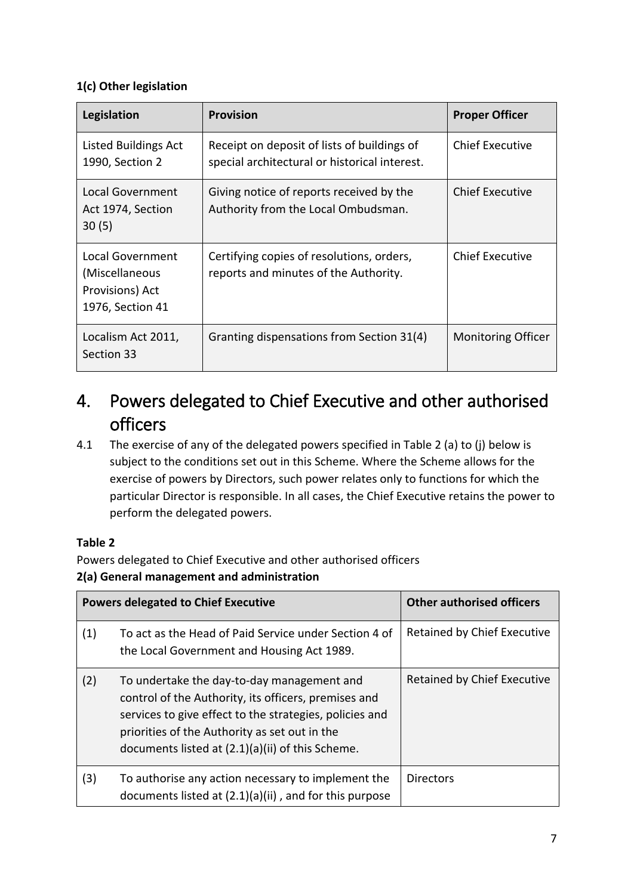**1(c) Other legislation**

| Legislation | Provision | Proper Officer |
|---|---|---|
| Listed Buildings Act 1990, Section 2 | Receipt on deposit of lists of buildings of special architectural or historical interest. | Chief Executive |
| Local Government Act 1974, Section 30 (5) | Giving notice of reports received by the Authority from the Local Ombudsman. | Chief Executive |
| Local Government (Miscellaneous Provisions) Act 1976, Section 41 | Certifying copies of resolutions, orders, reports and minutes of the Authority. | Chief Executive |
| Localism Act 2011, Section 33 | Granting dispensations from Section 31(4) | Monitoring Officer |

# 4. Powers delegated to Chief Executive and other authorised officers

4.1 The exercise of any of the delegated powers specified in Table 2 (a) to (j) below is subject to the conditions set out in this Scheme. Where the Scheme allows for the exercise of powers by Directors, such power relates only to functions for which the particular Director is responsible. In all cases, the Chief Executive retains the power to perform the delegated powers.

**Table 2**

Powers delegated to Chief Executive and other authorised officers

**2(a) General management and administration**

| Powers delegated to Chief Executive | | Other authorised officers |
|---|---|---|
| (1) | To act as the Head of Paid Service under Section 4 of the Local Government and Housing Act 1989. | Retained by Chief Executive |
| (2) | To undertake the day-to-day management and control of the Authority, its officers, premises and services to give effect to the strategies, policies and priorities of the Authority as set out in the documents listed at (2.1)(a)(ii) of this Scheme. | Retained by Chief Executive |
| (3) | To authorise any action necessary to implement the documents listed at (2.1)(a)(ii) , and for this purpose | Directors |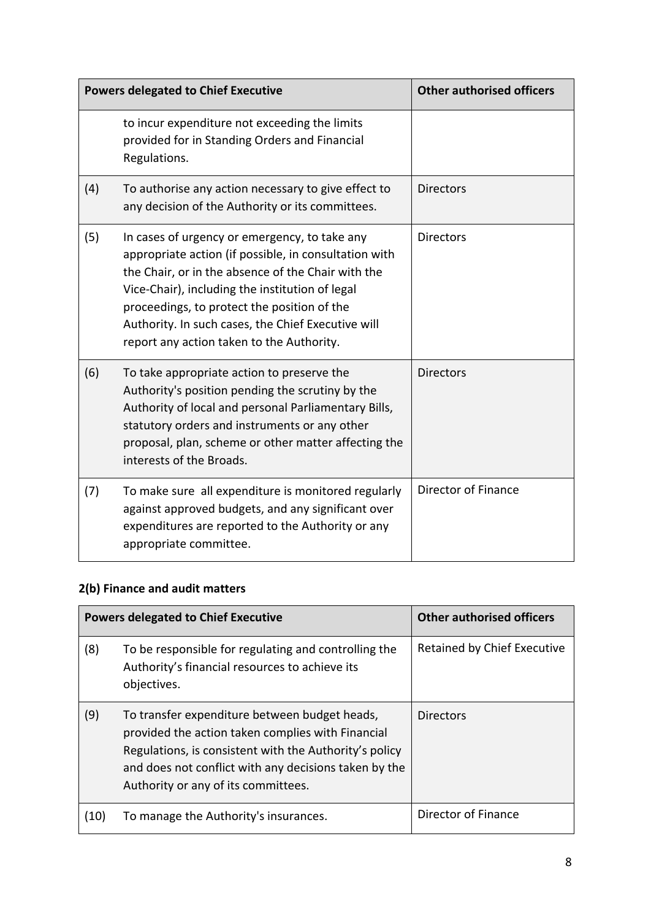| Powers delegated to Chief Executive | | Other authorised officers |
|---|---|---|
| | to incur expenditure not exceeding the limits provided for in Standing Orders and Financial Regulations. | |
| (4) | To authorise any action necessary to give effect to any decision of the Authority or its committees. | Directors |
| (5) | In cases of urgency or emergency, to take any appropriate action (if possible, in consultation with the Chair, or in the absence of the Chair with the Vice-Chair), including the institution of legal proceedings, to protect the position of the Authority. In such cases, the Chief Executive will report any action taken to the Authority. | Directors |
| (6) | To take appropriate action to preserve the Authority's position pending the scrutiny by the Authority of local and personal Parliamentary Bills, statutory orders and instruments or any other proposal, plan, scheme or other matter affecting the interests of the Broads. | Directors |
| (7) | To make sure all expenditure is monitored regularly against approved budgets, and any significant over expenditures are reported to the Authority or any appropriate committee. | Director of Finance |

### 2(b) Finance and audit matters

| Powers delegated to Chief Executive | | Other authorised officers |
|---|---|---|
| (8) | To be responsible for regulating and controlling the Authority's financial resources to achieve its objectives. | Retained by Chief Executive |
| (9) | To transfer expenditure between budget heads, provided the action taken complies with Financial Regulations, is consistent with the Authority's policy and does not conflict with any decisions taken by the Authority or any of its committees. | Directors |
| (10) | To manage the Authority's insurances. | Director of Finance |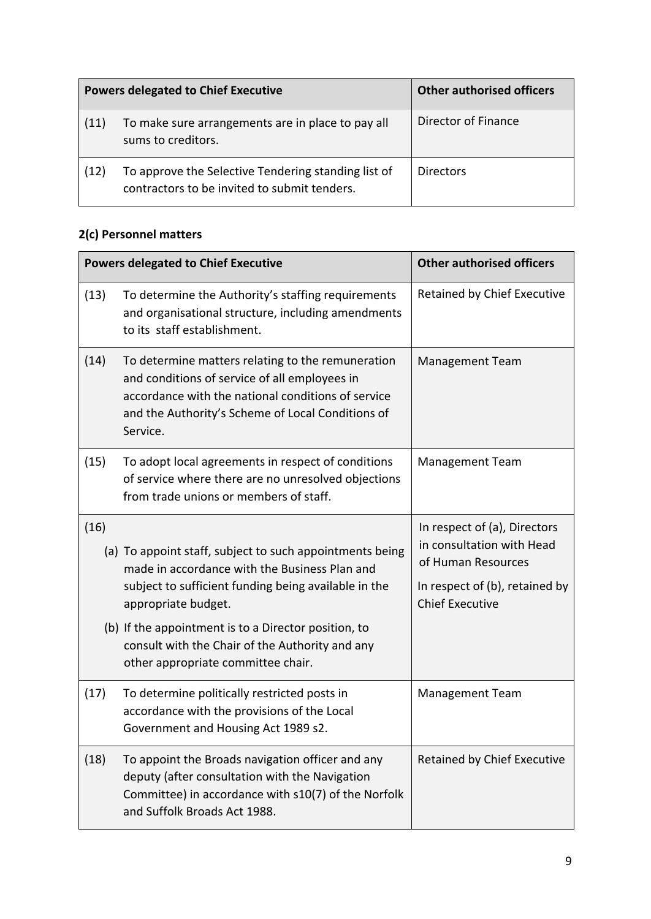| Powers delegated to Chief Executive | | Other authorised officers |
|---|---|---|
| (11) | To make sure arrangements are in place to pay all sums to creditors. | Director of Finance |
| (12) | To approve the Selective Tendering standing list of contractors to be invited to submit tenders. | Directors |

## 2(c) Personnel matters

| Powers delegated to Chief Executive | | Other authorised officers |
|---|---|---|
| (13) | To determine the Authority's staffing requirements and organisational structure, including amendments to its staff establishment. | Retained by Chief Executive |
| (14) | To determine matters relating to the remuneration and conditions of service of all employees in accordance with the national conditions of service and the Authority's Scheme of Local Conditions of Service. | Management Team |
| (15) | To adopt local agreements in respect of conditions of service where there are no unresolved objections from trade unions or members of staff. | Management Team |
| (16) | (a) To appoint staff, subject to such appointments being made in accordance with the Business Plan and subject to sufficient funding being available in the appropriate budget.<br>(b) If the appointment is to a Director position, to consult with the Chair of the Authority and any other appropriate committee chair. | In respect of (a), Directors in consultation with Head of Human Resources<br>In respect of (b), retained by Chief Executive |
| (17) | To determine politically restricted posts in accordance with the provisions of the Local Government and Housing Act 1989 s2. | Management Team |
| (18) | To appoint the Broads navigation officer and any deputy (after consultation with the Navigation Committee) in accordance with s10(7) of the Norfolk and Suffolk Broads Act 1988. | Retained by Chief Executive |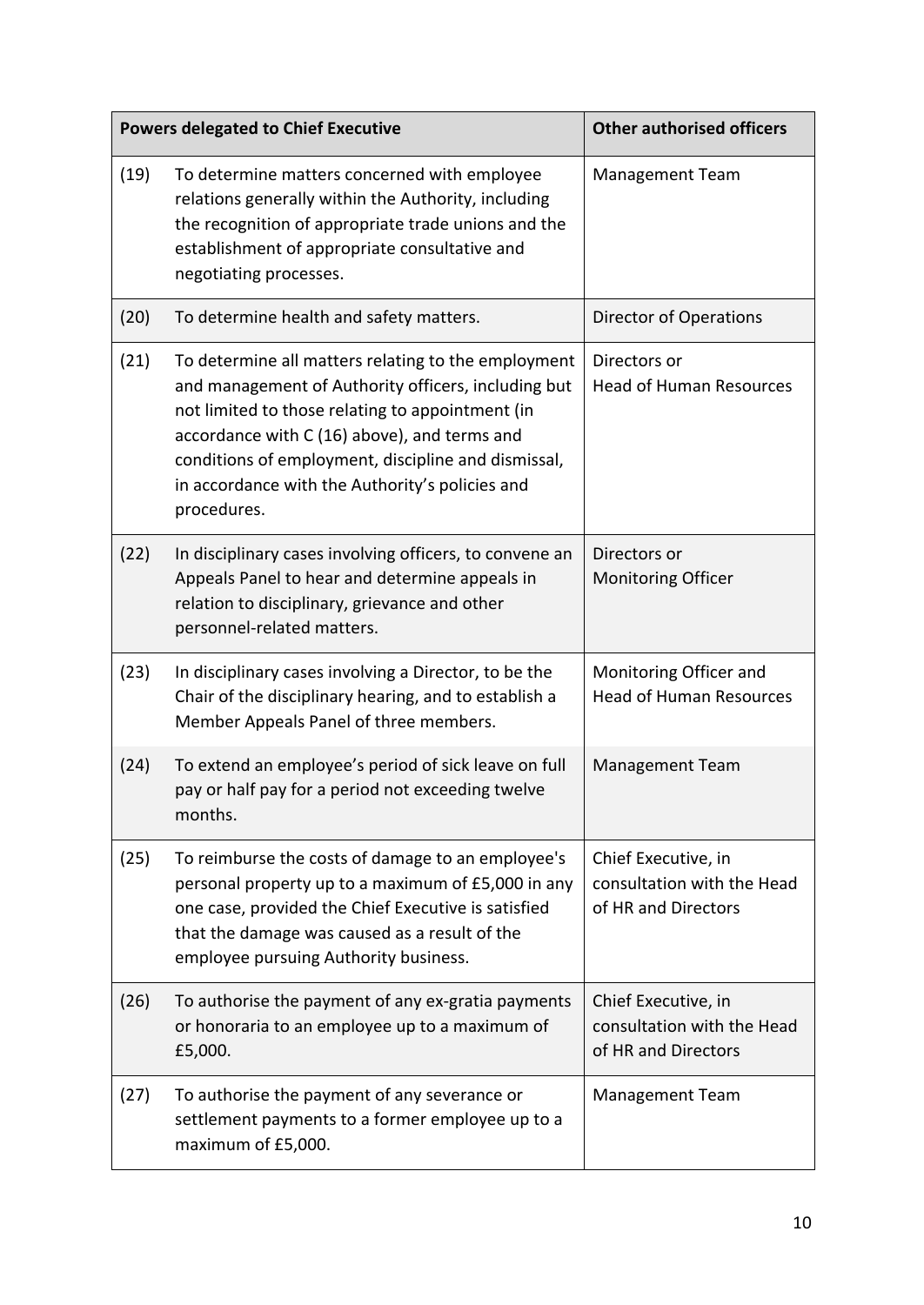| Powers delegated to Chief Executive | | Other authorised officers |
|---|---|---|
| (19) | To determine matters concerned with employee relations generally within the Authority, including the recognition of appropriate trade unions and the establishment of appropriate consultative and negotiating processes. | Management Team |
| (20) | To determine health and safety matters. | Director of Operations |
| (21) | To determine all matters relating to the employment and management of Authority officers, including but not limited to those relating to appointment (in accordance with C (16) above), and terms and conditions of employment, discipline and dismissal, in accordance with the Authority's policies and procedures. | Directors or Head of Human Resources |
| (22) | In disciplinary cases involving officers, to convene an Appeals Panel to hear and determine appeals in relation to disciplinary, grievance and other personnel-related matters. | Directors or Monitoring Officer |
| (23) | In disciplinary cases involving a Director, to be the Chair of the disciplinary hearing, and to establish a Member Appeals Panel of three members. | Monitoring Officer and Head of Human Resources |
| (24) | To extend an employee's period of sick leave on full pay or half pay for a period not exceeding twelve months. | Management Team |
| (25) | To reimburse the costs of damage to an employee's personal property up to a maximum of £5,000 in any one case, provided the Chief Executive is satisfied that the damage was caused as a result of the employee pursuing Authority business. | Chief Executive, in consultation with the Head of HR and Directors |
| (26) | To authorise the payment of any ex-gratia payments or honoraria to an employee up to a maximum of £5,000. | Chief Executive, in consultation with the Head of HR and Directors |
| (27) | To authorise the payment of any severance or settlement payments to a former employee up to a maximum of £5,000. | Management Team |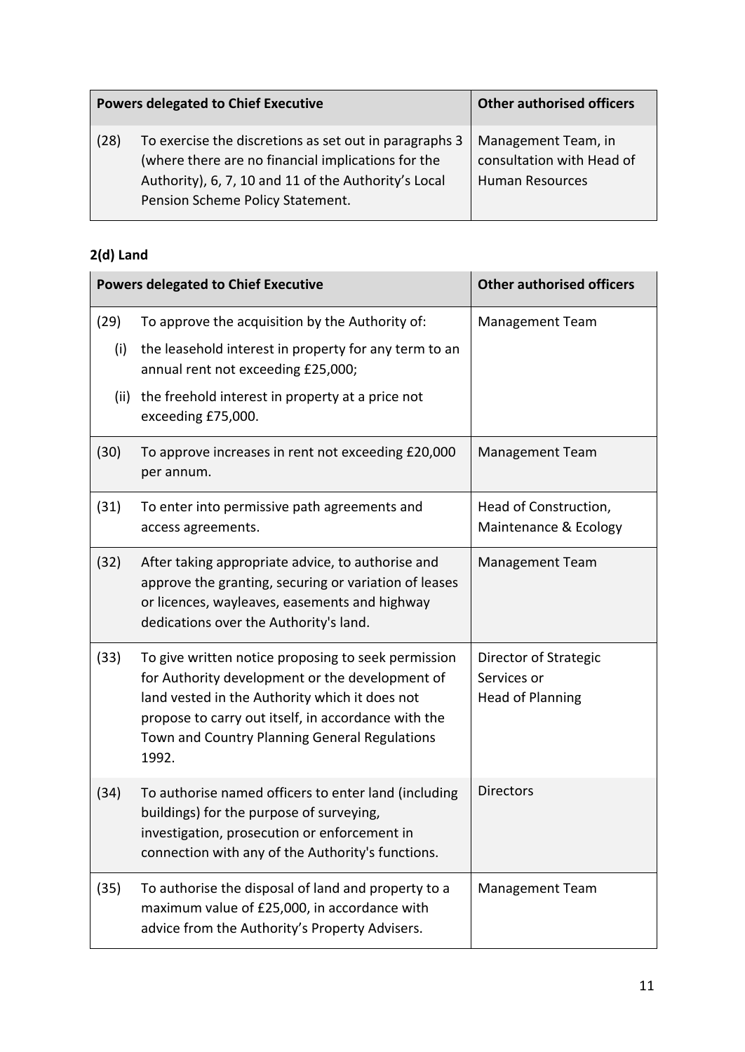| Powers delegated to Chief Executive | Other authorised officers |
|---|---|
| (28) To exercise the discretions as set out in paragraphs 3 (where there are no financial implications for the Authority), 6, 7, 10 and 11 of the Authority's Local Pension Scheme Policy Statement. | Management Team, in consultation with Head of Human Resources |

**2(d) Land**

| Powers delegated to Chief Executive | Other authorised officers |
|---|---|
| (29) To approve the acquisition by the Authority of:<br>(i) the leasehold interest in property for any term to an annual rent not exceeding £25,000;<br>(ii) the freehold interest in property at a price not exceeding £75,000. | Management Team |
| (30) To approve increases in rent not exceeding £20,000 per annum. | Management Team |
| (31) To enter into permissive path agreements and access agreements. | Head of Construction, Maintenance & Ecology |
| (32) After taking appropriate advice, to authorise and approve the granting, securing or variation of leases or licences, wayleaves, easements and highway dedications over the Authority's land. | Management Team |
| (33) To give written notice proposing to seek permission for Authority development or the development of land vested in the Authority which it does not propose to carry out itself, in accordance with the Town and Country Planning General Regulations 1992. | Director of Strategic Services or Head of Planning |
| (34) To authorise named officers to enter land (including buildings) for the purpose of surveying, investigation, prosecution or enforcement in connection with any of the Authority's functions. | Directors |
| (35) To authorise the disposal of land and property to a maximum value of £25,000, in accordance with advice from the Authority's Property Advisers. | Management Team |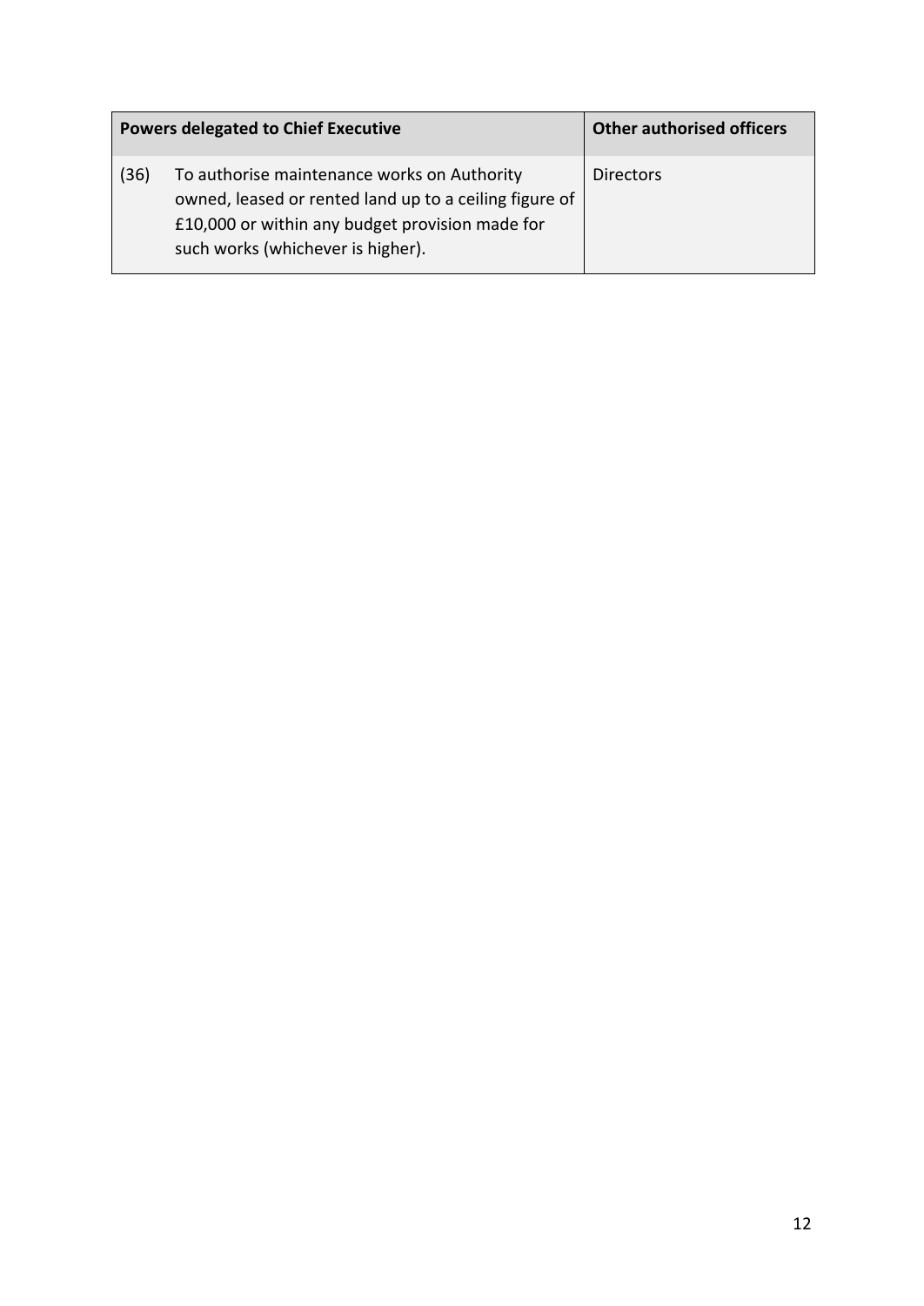| Powers delegated to Chief Executive | | Other authorised officers |
|---|---|---|
| (36) | To authorise maintenance works on Authority owned, leased or rented land up to a ceiling figure of £10,000 or within any budget provision made for such works (whichever is higher). | Directors |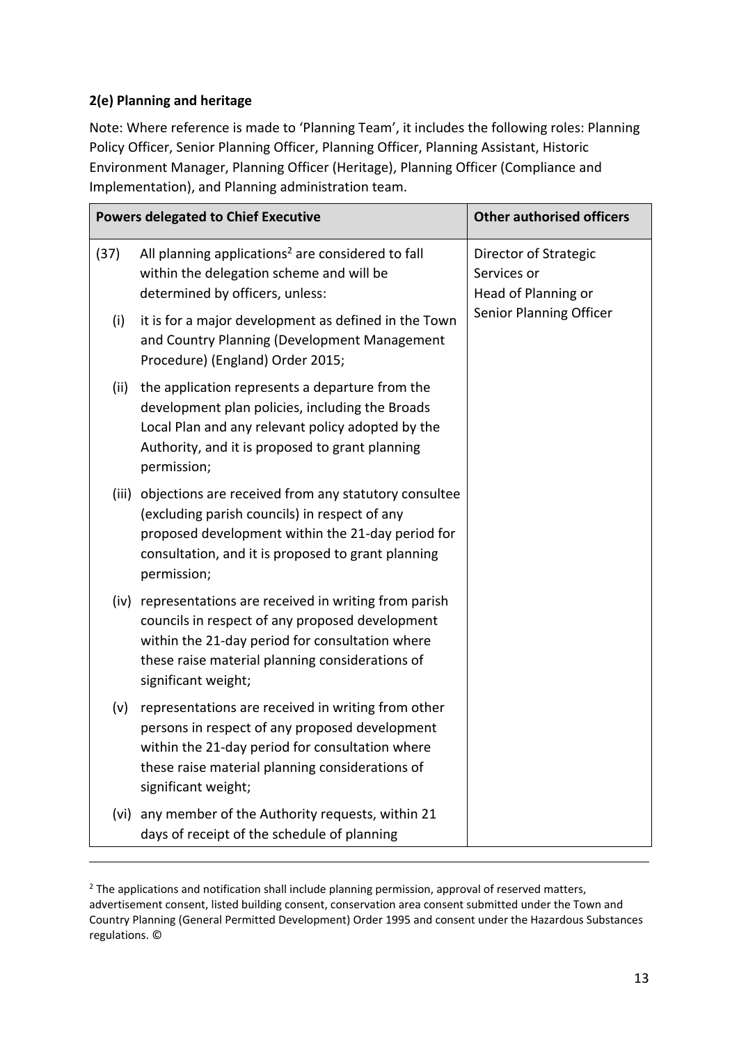**2(e) Planning and heritage**

Note: Where reference is made to 'Planning Team', it includes the following roles: Planning Policy Officer, Senior Planning Officer, Planning Officer, Planning Assistant, Historic Environment Manager, Planning Officer (Heritage), Planning Officer (Compliance and Implementation), and Planning administration team.

| Powers delegated to Chief Executive | Other authorised officers |
|---|---|
| (37) All planning applications[2] are considered to fall within the delegation scheme and will be determined by officers, unless:<br>(i) it is for a major development as defined in the Town and Country Planning (Development Management Procedure) (England) Order 2015;<br>(ii) the application represents a departure from the development plan policies, including the Broads Local Plan and any relevant policy adopted by the Authority, and it is proposed to grant planning permission;<br>(iii) objections are received from any statutory consultee (excluding parish councils) in respect of any proposed development within the 21-day period for consultation, and it is proposed to grant planning permission;<br>(iv) representations are received in writing from parish councils in respect of any proposed development within the 21-day period for consultation where these raise material planning considerations of significant weight;<br>(v) representations are received in writing from other persons in respect of any proposed development within the 21-day period for consultation where these raise material planning considerations of significant weight;<br>(vi) any member of the Authority requests, within 21 days of receipt of the schedule of planning | Director of Strategic Services or<br>Head of Planning or<br>Senior Planning Officer |

[2] The applications and notification shall include planning permission, approval of reserved matters, advertisement consent, listed building consent, conservation area consent submitted under the Town and Country Planning (General Permitted Development) Order 1995 and consent under the Hazardous Substances regulations. ©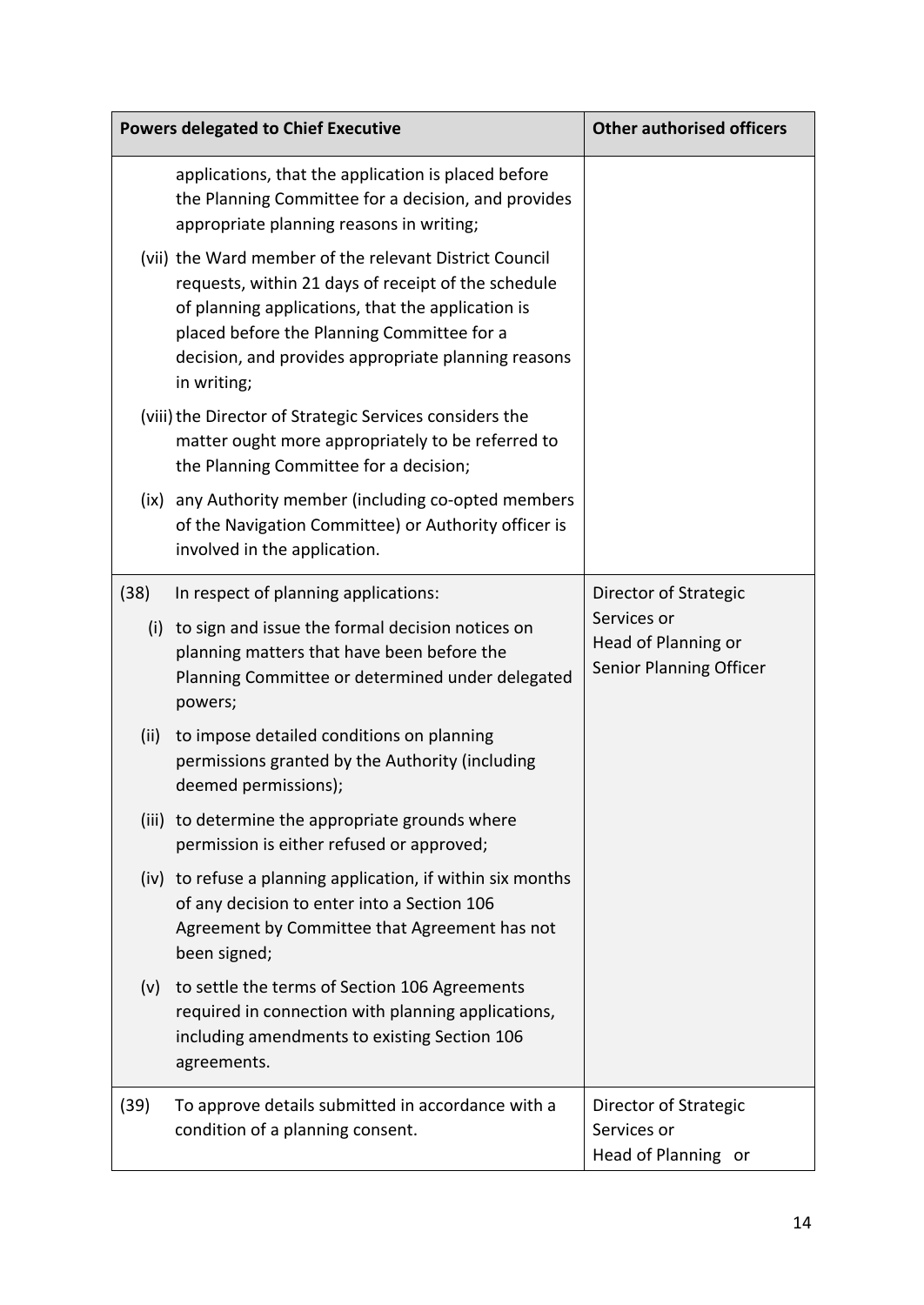| Powers delegated to Chief Executive | Other authorised officers |
|---|---|
| applications, that the application is placed before the Planning Committee for a decision, and provides appropriate planning reasons in writing;<br><br>(vii) the Ward member of the relevant District Council requests, within 21 days of receipt of the schedule of planning applications, that the application is placed before the Planning Committee for a decision, and provides appropriate planning reasons in writing;<br><br>(viii) the Director of Strategic Services considers the matter ought more appropriately to be referred to the Planning Committee for a decision;<br><br>(ix) any Authority member (including co-opted members of the Navigation Committee) or Authority officer is involved in the application. | |
| (38) In respect of planning applications:<br><br>(i) to sign and issue the formal decision notices on planning matters that have been before the Planning Committee or determined under delegated powers;<br><br>(ii) to impose detailed conditions on planning permissions granted by the Authority (including deemed permissions);<br><br>(iii) to determine the appropriate grounds where permission is either refused or approved;<br><br>(iv) to refuse a planning application, if within six months of any decision to enter into a Section 106 Agreement by Committee that Agreement has not been signed;<br><br>(v) to settle the terms of Section 106 Agreements required in connection with planning applications, including amendments to existing Section 106 agreements. | Director of Strategic Services or<br>Head of Planning or<br>Senior Planning Officer |
| (39) To approve details submitted in accordance with a condition of a planning consent. | Director of Strategic Services or<br>Head of Planning or |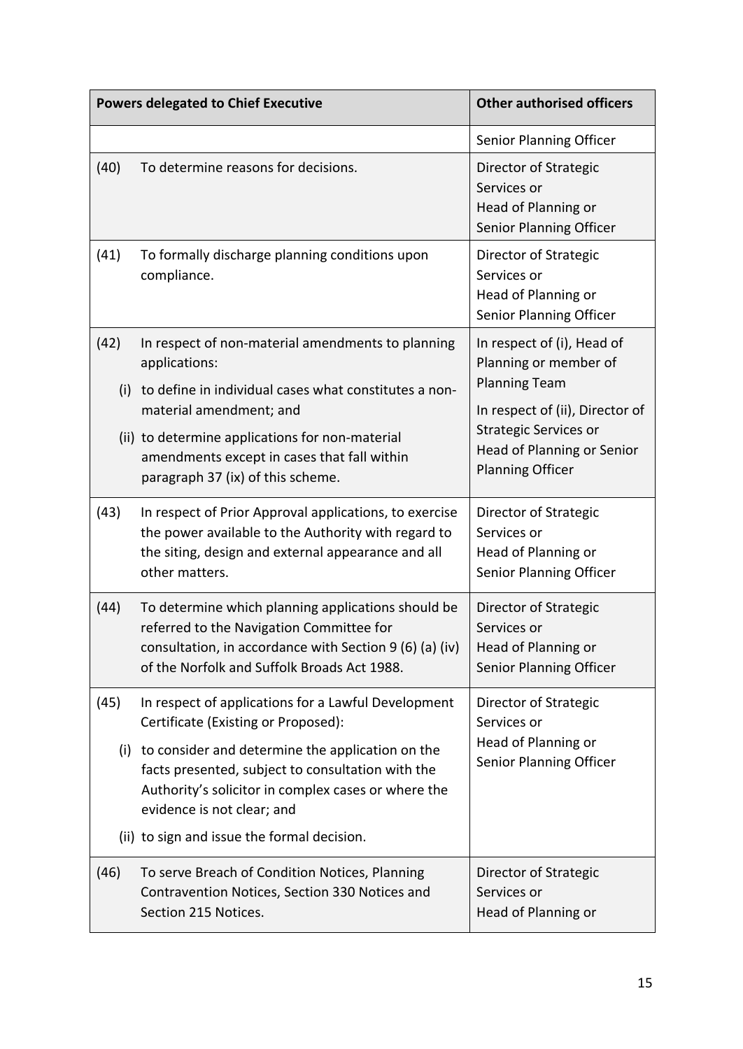| Powers delegated to Chief Executive | Other authorised officers |
|---|---|
| | Senior Planning Officer |
| (40) To determine reasons for decisions. | Director of Strategic Services or Head of Planning or Senior Planning Officer |
| (41) To formally discharge planning conditions upon compliance. | Director of Strategic Services or Head of Planning or Senior Planning Officer |
| (42) In respect of non-material amendments to planning applications:<br>(i) to define in individual cases what constitutes a non-material amendment; and<br>(ii) to determine applications for non-material amendments except in cases that fall within paragraph 37 (ix) of this scheme. | In respect of (i), Head of Planning or member of Planning Team<br>In respect of (ii), Director of Strategic Services or Head of Planning or Senior Planning Officer |
| (43) In respect of Prior Approval applications, to exercise the power available to the Authority with regard to the siting, design and external appearance and all other matters. | Director of Strategic Services or Head of Planning or Senior Planning Officer |
| (44) To determine which planning applications should be referred to the Navigation Committee for consultation, in accordance with Section 9 (6) (a) (iv) of the Norfolk and Suffolk Broads Act 1988. | Director of Strategic Services or Head of Planning or Senior Planning Officer |
| (45) In respect of applications for a Lawful Development Certificate (Existing or Proposed):<br>(i) to consider and determine the application on the facts presented, subject to consultation with the Authority's solicitor in complex cases or where the evidence is not clear; and<br>(ii) to sign and issue the formal decision. | Director of Strategic Services or Head of Planning or Senior Planning Officer |
| (46) To serve Breach of Condition Notices, Planning Contravention Notices, Section 330 Notices and Section 215 Notices. | Director of Strategic Services or Head of Planning or |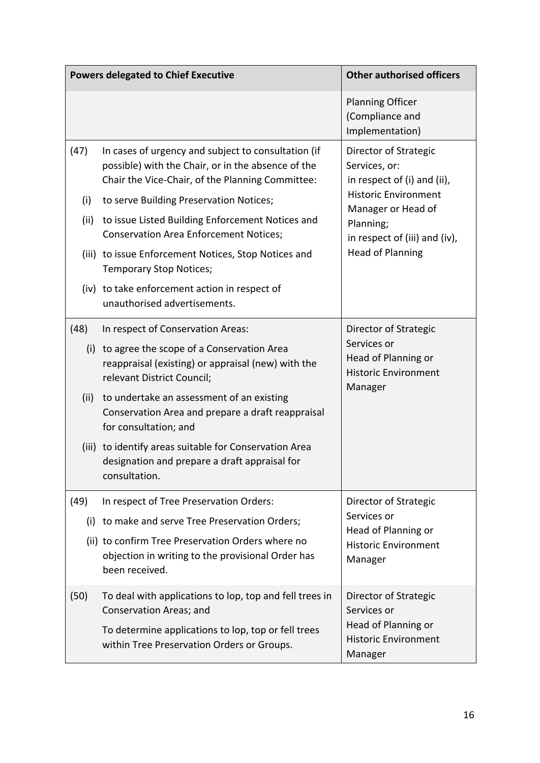| Powers delegated to Chief Executive | Other authorised officers |
|---|---|
| | Planning Officer (Compliance and Implementation) |
| (47) In cases of urgency and subject to consultation (if possible) with the Chair, or in the absence of the Chair the Vice-Chair, of the Planning Committee:<br>(i) to serve Building Preservation Notices;<br>(ii) to issue Listed Building Enforcement Notices and Conservation Area Enforcement Notices;<br>(iii) to issue Enforcement Notices, Stop Notices and Temporary Stop Notices;<br>(iv) to take enforcement action in respect of unauthorised advertisements. | Director of Strategic Services, or:<br>in respect of (i) and (ii), Historic Environment Manager or Head of Planning;<br>in respect of (iii) and (iv), Head of Planning |
| (48) In respect of Conservation Areas:<br>(i) to agree the scope of a Conservation Area reappraisal (existing) or appraisal (new) with the relevant District Council;<br>(ii) to undertake an assessment of an existing Conservation Area and prepare a draft reappraisal for consultation; and<br>(iii) to identify areas suitable for Conservation Area designation and prepare a draft appraisal for consultation. | Director of Strategic Services or<br>Head of Planning or<br>Historic Environment Manager |
| (49) In respect of Tree Preservation Orders:<br>(i) to make and serve Tree Preservation Orders;<br>(ii) to confirm Tree Preservation Orders where no objection in writing to the provisional Order has been received. | Director of Strategic Services or<br>Head of Planning or<br>Historic Environment Manager |
| (50) To deal with applications to lop, top and fell trees in Conservation Areas; and<br>To determine applications to lop, top or fell trees within Tree Preservation Orders or Groups. | Director of Strategic Services or<br>Head of Planning or<br>Historic Environment Manager |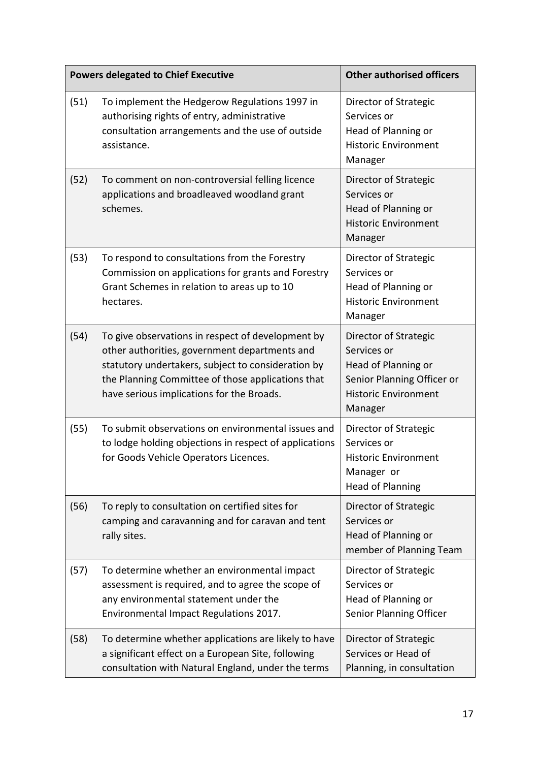| Powers delegated to Chief Executive | | Other authorised officers |
|---|---|---|
| (51) | To implement the Hedgerow Regulations 1997 in authorising rights of entry, administrative consultation arrangements and the use of outside assistance. | Director of Strategic Services or Head of Planning or Historic Environment Manager |
| (52) | To comment on non-controversial felling licence applications and broadleaved woodland grant schemes. | Director of Strategic Services or Head of Planning or Historic Environment Manager |
| (53) | To respond to consultations from the Forestry Commission on applications for grants and Forestry Grant Schemes in relation to areas up to 10 hectares. | Director of Strategic Services or Head of Planning or Historic Environment Manager |
| (54) | To give observations in respect of development by other authorities, government departments and statutory undertakers, subject to consideration by the Planning Committee of those applications that have serious implications for the Broads. | Director of Strategic Services or Head of Planning or Senior Planning Officer or Historic Environment Manager |
| (55) | To submit observations on environmental issues and to lodge holding objections in respect of applications for Goods Vehicle Operators Licences. | Director of Strategic Services or Historic Environment Manager or Head of Planning |
| (56) | To reply to consultation on certified sites for camping and caravanning and for caravan and tent rally sites. | Director of Strategic Services or Head of Planning or member of Planning Team |
| (57) | To determine whether an environmental impact assessment is required, and to agree the scope of any environmental statement under the Environmental Impact Regulations 2017. | Director of Strategic Services or Head of Planning or Senior Planning Officer |
| (58) | To determine whether applications are likely to have a significant effect on a European Site, following consultation with Natural England, under the terms | Director of Strategic Services or Head of Planning, in consultation |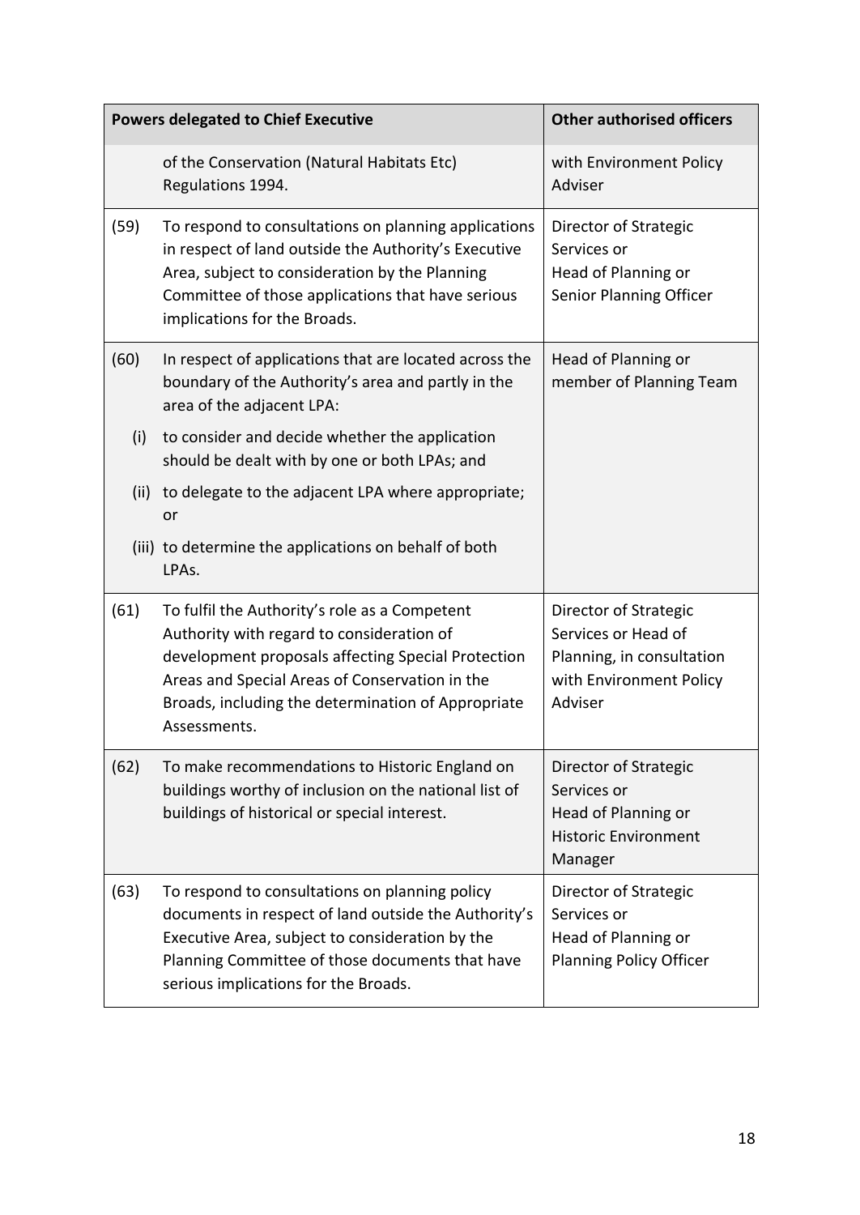| Powers delegated to Chief Executive | | Other authorised officers |
|---|---|---|
| | of the Conservation (Natural Habitats Etc) Regulations 1994. | with Environment Policy Adviser |
| (59) | To respond to consultations on planning applications in respect of land outside the Authority's Executive Area, subject to consideration by the Planning Committee of those applications that have serious implications for the Broads. | Director of Strategic Services or Head of Planning or Senior Planning Officer |
| (60) | In respect of applications that are located across the boundary of the Authority's area and partly in the area of the adjacent LPA: | Head of Planning or member of Planning Team |
| (i) | to consider and decide whether the application should be dealt with by one or both LPAs; and | |
| (ii) | to delegate to the adjacent LPA where appropriate; or | |
| (iii) | to determine the applications on behalf of both LPAs. | |
| (61) | To fulfil the Authority's role as a Competent Authority with regard to consideration of development proposals affecting Special Protection Areas and Special Areas of Conservation in the Broads, including the determination of Appropriate Assessments. | Director of Strategic Services or Head of Planning, in consultation with Environment Policy Adviser |
| (62) | To make recommendations to Historic England on buildings worthy of inclusion on the national list of buildings of historical or special interest. | Director of Strategic Services or Head of Planning or Historic Environment Manager |
| (63) | To respond to consultations on planning policy documents in respect of land outside the Authority's Executive Area, subject to consideration by the Planning Committee of those documents that have serious implications for the Broads. | Director of Strategic Services or Head of Planning or Planning Policy Officer |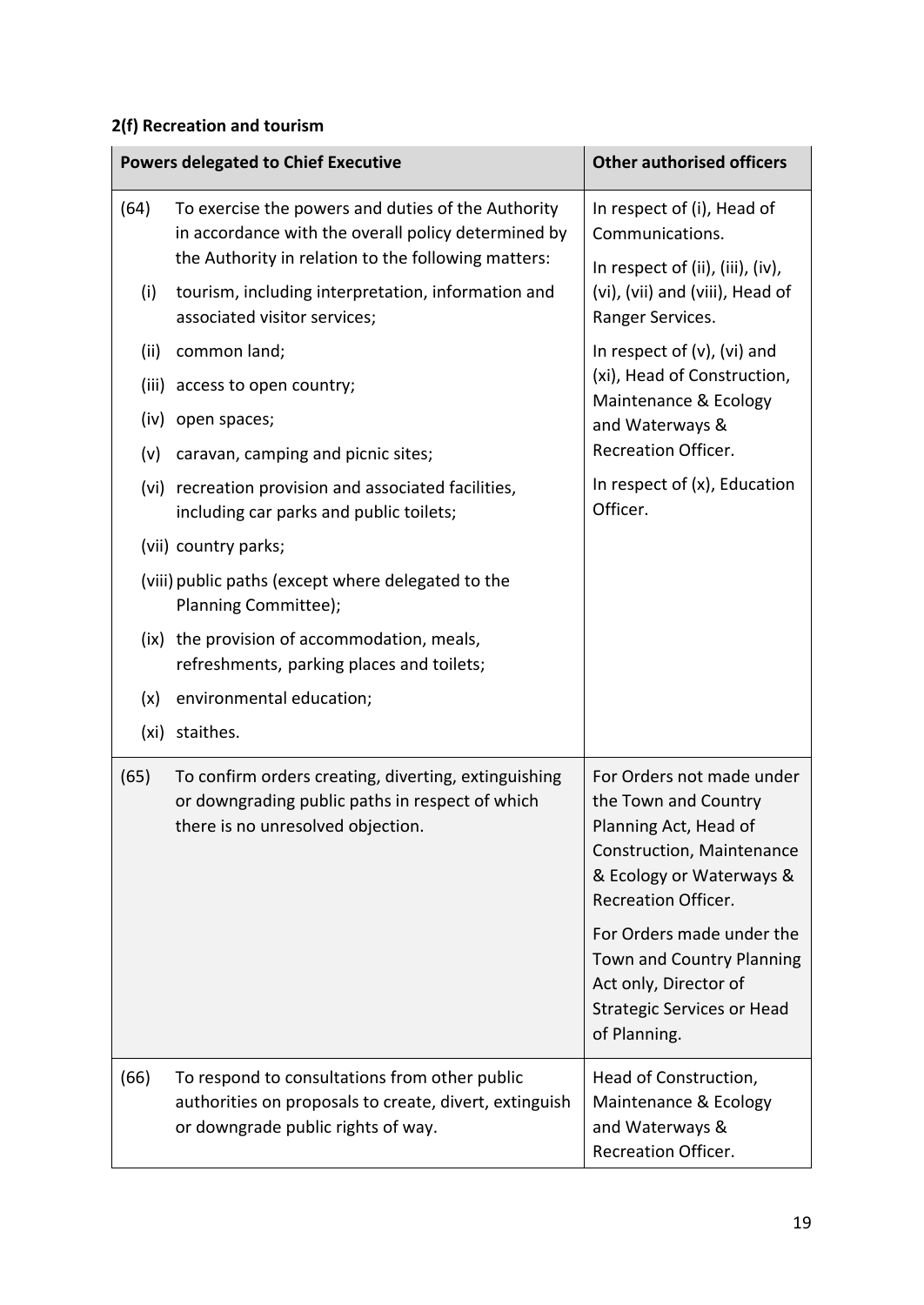**2(f) Recreation and tourism**

| Powers delegated to Chief Executive | Other authorised officers |
|---|---|
| (64) To exercise the powers and duties of the Authority in accordance with the overall policy determined by the Authority in relation to the following matters:<br>(i) tourism, including interpretation, information and associated visitor services;<br>(ii) common land;<br>(iii) access to open country;<br>(iv) open spaces;<br>(v) caravan, camping and picnic sites;<br>(vi) recreation provision and associated facilities, including car parks and public toilets;<br>(vii) country parks;<br>(viii) public paths (except where delegated to the Planning Committee);<br>(ix) the provision of accommodation, meals, refreshments, parking places and toilets;<br>(x) environmental education;<br>(xi) staithes. | In respect of (i), Head of Communications.<br>In respect of (ii), (iii), (iv), (vi), (vii) and (viii), Head of Ranger Services.<br>In respect of (v), (vi) and (xi), Head of Construction, Maintenance & Ecology and Waterways & Recreation Officer.<br>In respect of (x), Education Officer. |
| (65) To confirm orders creating, diverting, extinguishing or downgrading public paths in respect of which there is no unresolved objection. | For Orders not made under the Town and Country Planning Act, Head of Construction, Maintenance & Ecology or Waterways & Recreation Officer.<br>For Orders made under the Town and Country Planning Act only, Director of Strategic Services or Head of Planning. |
| (66) To respond to consultations from other public authorities on proposals to create, divert, extinguish or downgrade public rights of way. | Head of Construction, Maintenance & Ecology and Waterways & Recreation Officer. |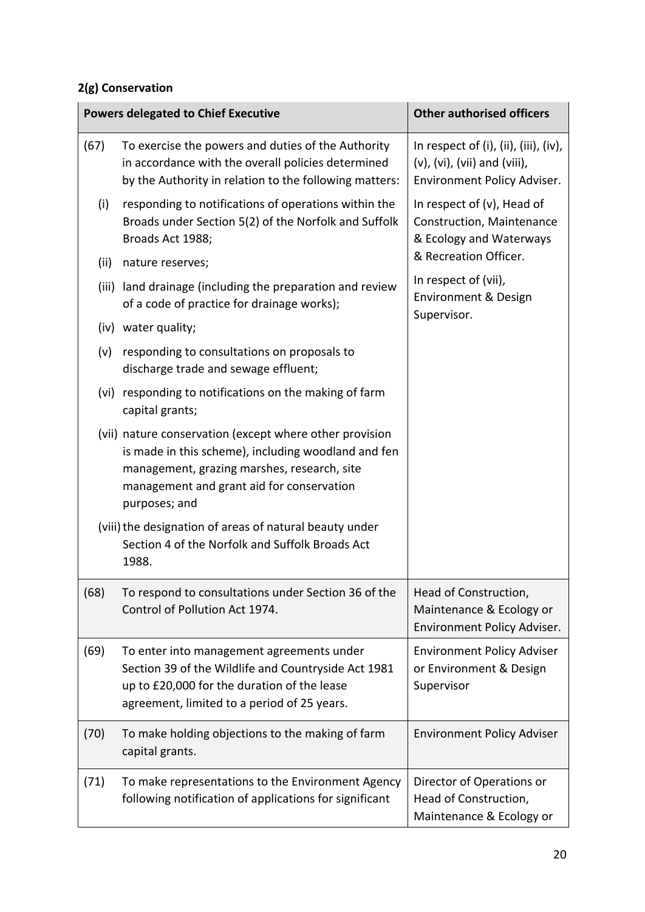**2(g) Conservation**

| Powers delegated to Chief Executive | Other authorised officers |
|---|---|
| (67) To exercise the powers and duties of the Authority in accordance with the overall policies determined by the Authority in relation to the following matters:<br>(i) responding to notifications of operations within the Broads under Section 5(2) of the Norfolk and Suffolk Broads Act 1988;<br>(ii) nature reserves;<br>(iii) land drainage (including the preparation and review of a code of practice for drainage works);<br>(iv) water quality;<br>(v) responding to consultations on proposals to discharge trade and sewage effluent;<br>(vi) responding to notifications on the making of farm capital grants;<br>(vii) nature conservation (except where other provision is made in this scheme), including woodland and fen management, grazing marshes, research, site management and grant aid for conservation purposes; and<br>(viii) the designation of areas of natural beauty under Section 4 of the Norfolk and Suffolk Broads Act 1988. | In respect of (i), (ii), (iii), (iv), (v), (vi), (vii) and (viii), Environment Policy Adviser.<br>In respect of (v), Head of Construction, Maintenance & Ecology and Waterways & Recreation Officer.<br>In respect of (vii), Environment & Design Supervisor. |
| (68) To respond to consultations under Section 36 of the Control of Pollution Act 1974. | Head of Construction, Maintenance & Ecology or Environment Policy Adviser. |
| (69) To enter into management agreements under Section 39 of the Wildlife and Countryside Act 1981 up to £20,000 for the duration of the lease agreement, limited to a period of 25 years. | Environment Policy Adviser or Environment & Design Supervisor |
| (70) To make holding objections to the making of farm capital grants. | Environment Policy Adviser |
| (71) To make representations to the Environment Agency following notification of applications for significant | Director of Operations or Head of Construction, Maintenance & Ecology or |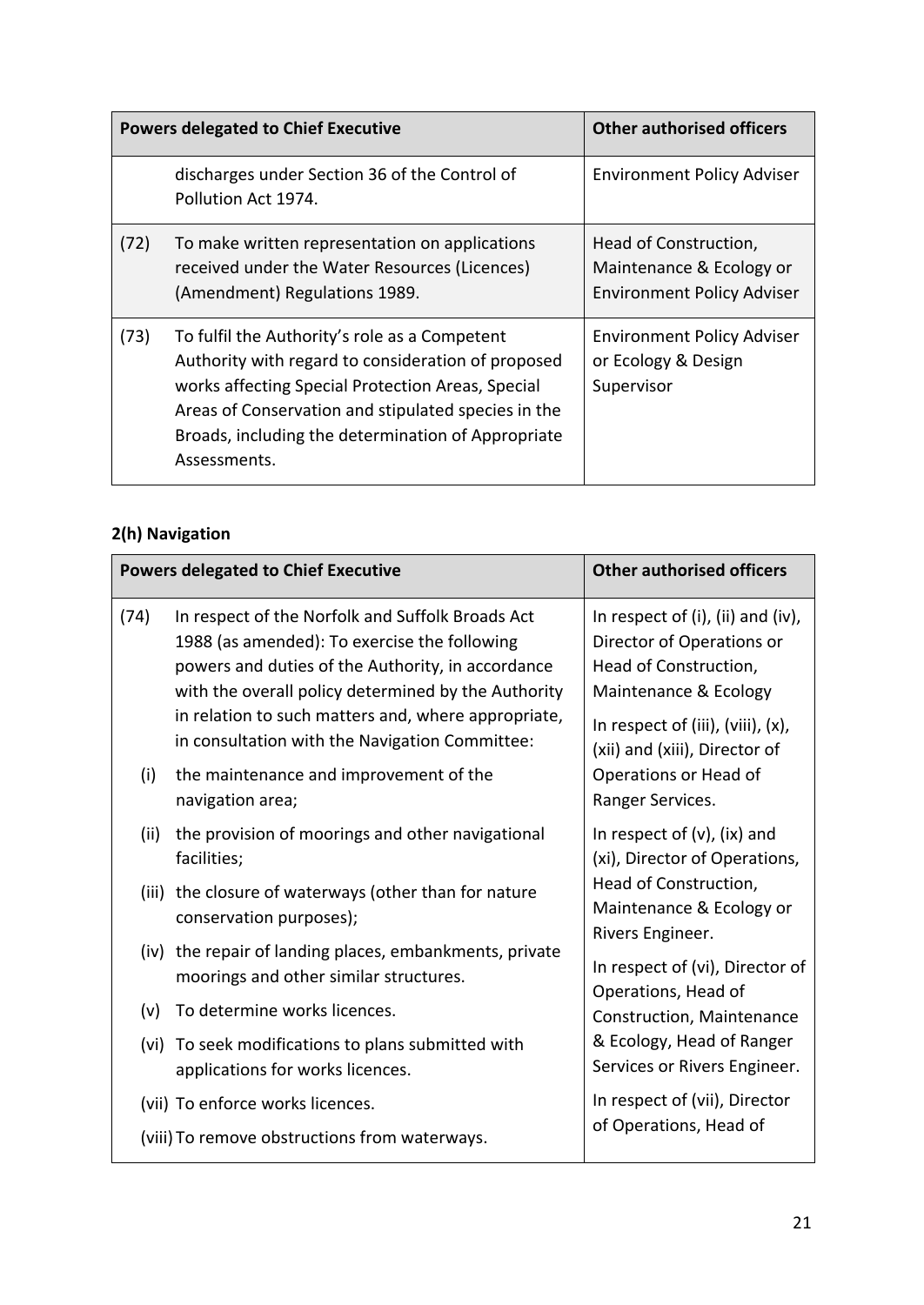| Powers delegated to Chief Executive | Other authorised officers |
|---|---|
| discharges under Section 36 of the Control of Pollution Act 1974. | Environment Policy Adviser |
| (72) To make written representation on applications received under the Water Resources (Licences) (Amendment) Regulations 1989. | Head of Construction, Maintenance & Ecology or Environment Policy Adviser |
| (73) To fulfil the Authority's role as a Competent Authority with regard to consideration of proposed works affecting Special Protection Areas, Special Areas of Conservation and stipulated species in the Broads, including the determination of Appropriate Assessments. | Environment Policy Adviser or Ecology & Design Supervisor |

## 2(h) Navigation

| Powers delegated to Chief Executive | Other authorised officers |
|---|---|
| (74) In respect of the Norfolk and Suffolk Broads Act 1988 (as amended): To exercise the following powers and duties of the Authority, in accordance with the overall policy determined by the Authority in relation to such matters and, where appropriate, in consultation with the Navigation Committee:<br>(i) the maintenance and improvement of the navigation area;<br>(ii) the provision of moorings and other navigational facilities;<br>(iii) the closure of waterways (other than for nature conservation purposes);<br>(iv) the repair of landing places, embankments, private moorings and other similar structures.<br>(v) To determine works licences.<br>(vi) To seek modifications to plans submitted with applications for works licences.<br>(vii) To enforce works licences.<br>(viii) To remove obstructions from waterways. | In respect of (i), (ii) and (iv), Director of Operations or Head of Construction, Maintenance & Ecology<br>In respect of (iii), (viii), (x), (xii) and (xiii), Director of Operations or Head of Ranger Services.<br>In respect of (v), (ix) and (xi), Director of Operations, Head of Construction, Maintenance & Ecology or Rivers Engineer.<br>In respect of (vi), Director of Operations, Head of Construction, Maintenance & Ecology, Head of Ranger Services or Rivers Engineer.<br>In respect of (vii), Director of Operations, Head of |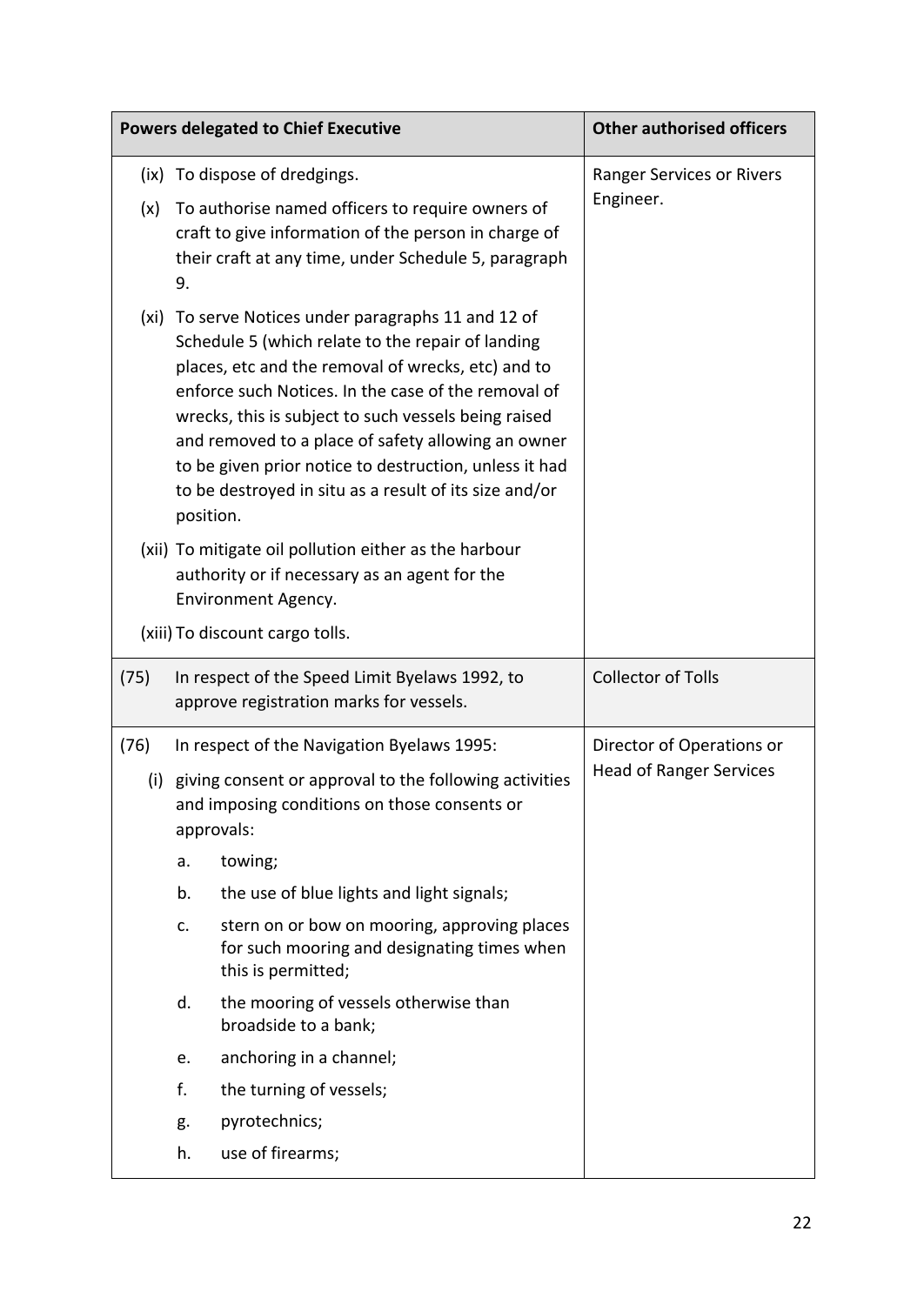| Powers delegated to Chief Executive | Other authorised officers |
|---|---|
| (ix) To dispose of dredgings.<br>(x) To authorise named officers to require owners of craft to give information of the person in charge of their craft at any time, under Schedule 5, paragraph 9.<br>(xi) To serve Notices under paragraphs 11 and 12 of Schedule 5 (which relate to the repair of landing places, etc and the removal of wrecks, etc) and to enforce such Notices. In the case of the removal of wrecks, this is subject to such vessels being raised and removed to a place of safety allowing an owner to be given prior notice to destruction, unless it had to be destroyed in situ as a result of its size and/or position.<br>(xii) To mitigate oil pollution either as the harbour authority or if necessary as an agent for the Environment Agency.<br>(xiii) To discount cargo tolls. | Ranger Services or Rivers Engineer. |
| (75) In respect of the Speed Limit Byelaws 1992, to approve registration marks for vessels. | Collector of Tolls |
| (76) In respect of the Navigation Byelaws 1995:<br>(i) giving consent or approval to the following activities and imposing conditions on those consents or approvals:<br>a. towing;<br>b. the use of blue lights and light signals;<br>c. stern on or bow on mooring, approving places for such mooring and designating times when this is permitted;<br>d. the mooring of vessels otherwise than broadside to a bank;<br>e. anchoring in a channel;<br>f. the turning of vessels;<br>g. pyrotechnics;<br>h. use of firearms; | Director of Operations or Head of Ranger Services |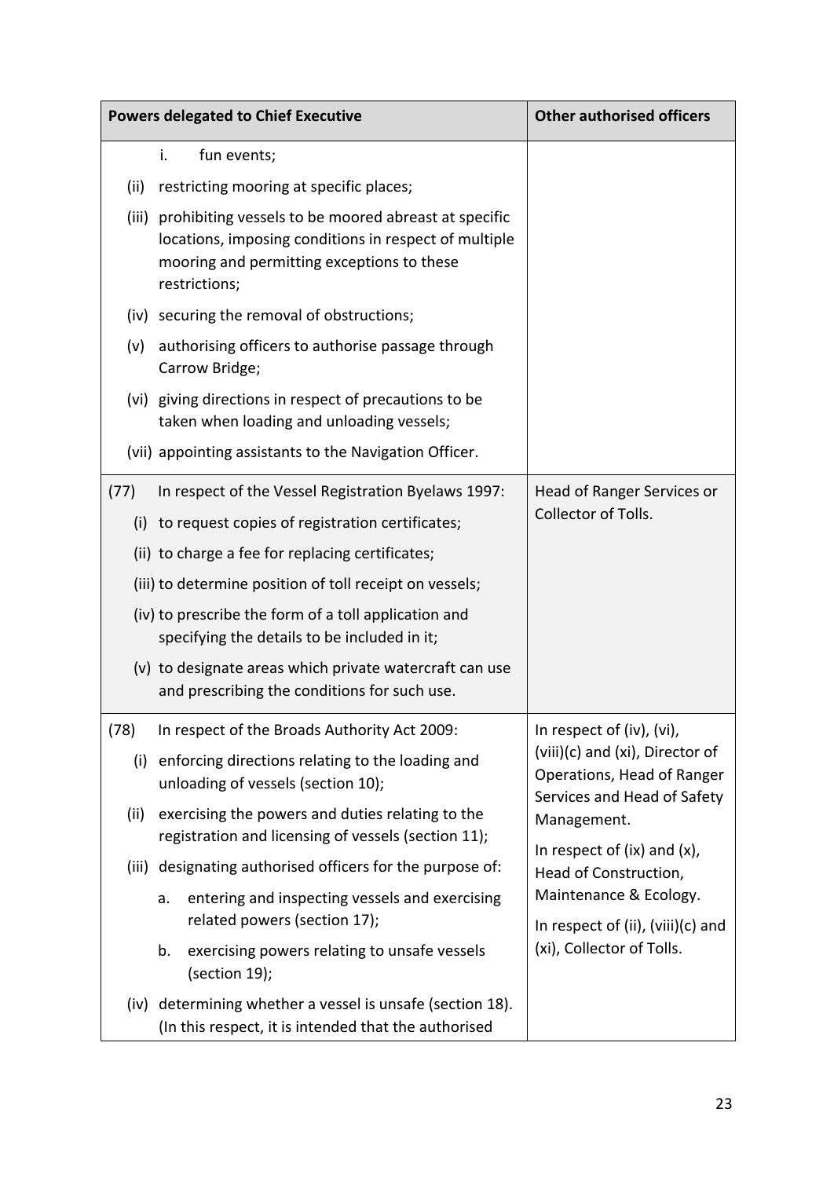| Powers delegated to Chief Executive | Other authorised officers |
|---|---|
| i. fun events;<br>(ii) restricting mooring at specific places;<br>(iii) prohibiting vessels to be moored abreast at specific locations, imposing conditions in respect of multiple mooring and permitting exceptions to these restrictions;<br>(iv) securing the removal of obstructions;<br>(v) authorising officers to authorise passage through Carrow Bridge;<br>(vi) giving directions in respect of precautions to be taken when loading and unloading vessels;<br>(vii) appointing assistants to the Navigation Officer. | |
| (77) In respect of the Vessel Registration Byelaws 1997:<br>(i) to request copies of registration certificates;<br>(ii) to charge a fee for replacing certificates;<br>(iii) to determine position of toll receipt on vessels;<br>(iv) to prescribe the form of a toll application and specifying the details to be included in it;<br>(v) to designate areas which private watercraft can use and prescribing the conditions for such use. | Head of Ranger Services or Collector of Tolls. |
| (78) In respect of the Broads Authority Act 2009:<br>(i) enforcing directions relating to the loading and unloading of vessels (section 10);<br>(ii) exercising the powers and duties relating to the registration and licensing of vessels (section 11);<br>(iii) designating authorised officers for the purpose of:<br>a. entering and inspecting vessels and exercising related powers (section 17);<br>b. exercising powers relating to unsafe vessels (section 19);<br>(iv) determining whether a vessel is unsafe (section 18). (In this respect, it is intended that the authorised | In respect of (iv), (vi), (viii)(c) and (xi), Director of Operations, Head of Ranger Services and Head of Safety Management.<br>In respect of (ix) and (x), Head of Construction, Maintenance & Ecology.<br>In respect of (ii), (viii)(c) and (xi), Collector of Tolls. |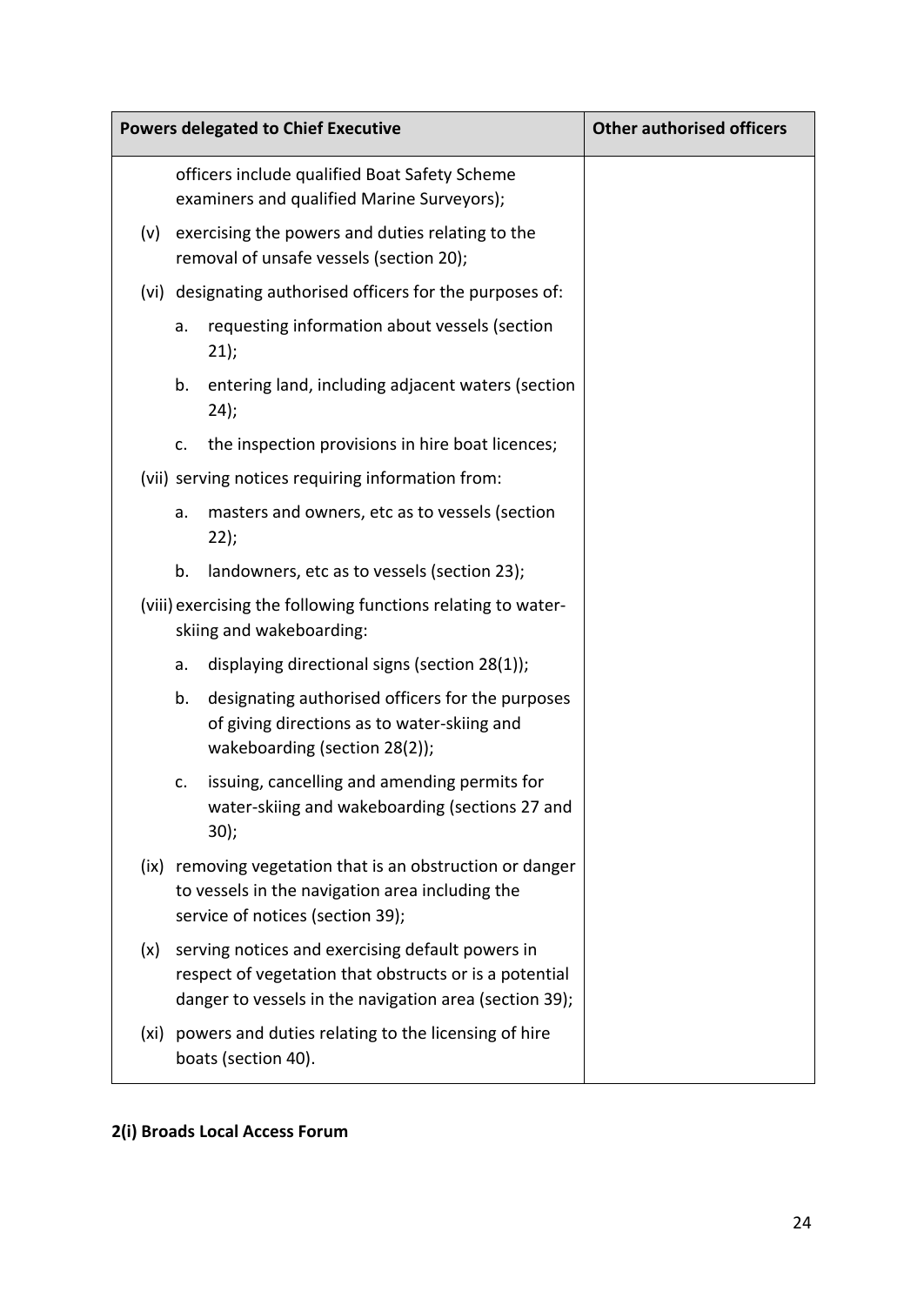| Powers delegated to Chief Executive | Other authorised officers |
| --- | --- |
| officers include qualified Boat Safety Scheme examiners and qualified Marine Surveyors);<br>(v) exercising the powers and duties relating to the removal of unsafe vessels (section 20);<br>(vi) designating authorised officers for the purposes of:<br>a. requesting information about vessels (section 21);<br>b. entering land, including adjacent waters (section 24);<br>c. the inspection provisions in hire boat licences;<br>(vii) serving notices requiring information from:<br>a. masters and owners, etc as to vessels (section 22);<br>b. landowners, etc as to vessels (section 23);<br>(viii) exercising the following functions relating to water-skiing and wakeboarding:<br>a. displaying directional signs (section 28(1));<br>b. designating authorised officers for the purposes of giving directions as to water-skiing and wakeboarding (section 28(2));<br>c. issuing, cancelling and amending permits for water-skiing and wakeboarding (sections 27 and 30);<br>(ix) removing vegetation that is an obstruction or danger to vessels in the navigation area including the service of notices (section 39);<br>(x) serving notices and exercising default powers in respect of vegetation that obstructs or is a potential danger to vessels in the navigation area (section 39);<br>(xi) powers and duties relating to the licensing of hire boats (section 40). | |

**2(i) Broads Local Access Forum**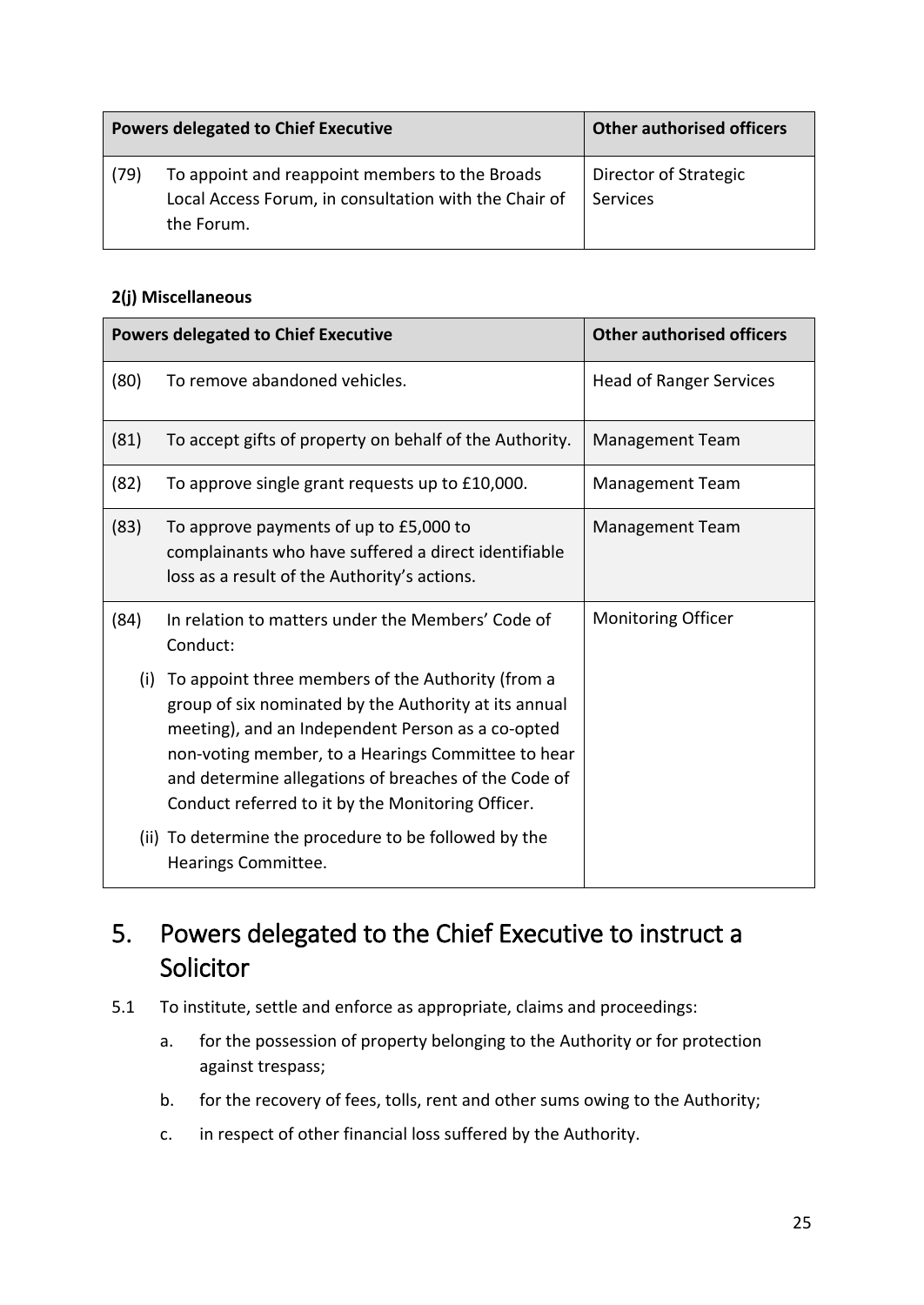| Powers delegated to Chief Executive | Other authorised officers |
|---|---|
| (79) To appoint and reappoint members to the Broads Local Access Forum, in consultation with the Chair of the Forum. | Director of Strategic Services |

**2(j) Miscellaneous**

| Powers delegated to Chief Executive | Other authorised officers |
|---|---|
| (80) To remove abandoned vehicles. | Head of Ranger Services |
| (81) To accept gifts of property on behalf of the Authority. | Management Team |
| (82) To approve single grant requests up to £10,000. | Management Team |
| (83) To approve payments of up to £5,000 to complainants who have suffered a direct identifiable loss as a result of the Authority's actions. | Management Team |
| (84) In relation to matters under the Members' Code of Conduct:<br>(i) To appoint three members of the Authority (from a group of six nominated by the Authority at its annual meeting), and an Independent Person as a co-opted non-voting member, to a Hearings Committee to hear and determine allegations of breaches of the Code of Conduct referred to it by the Monitoring Officer.<br>(ii) To determine the procedure to be followed by the Hearings Committee. | Monitoring Officer |

# 5. Powers delegated to the Chief Executive to instruct a Solicitor

5.1 To institute, settle and enforce as appropriate, claims and proceedings:

a. for the possession of property belonging to the Authority or for protection against trespass;

b. for the recovery of fees, tolls, rent and other sums owing to the Authority;

c. in respect of other financial loss suffered by the Authority.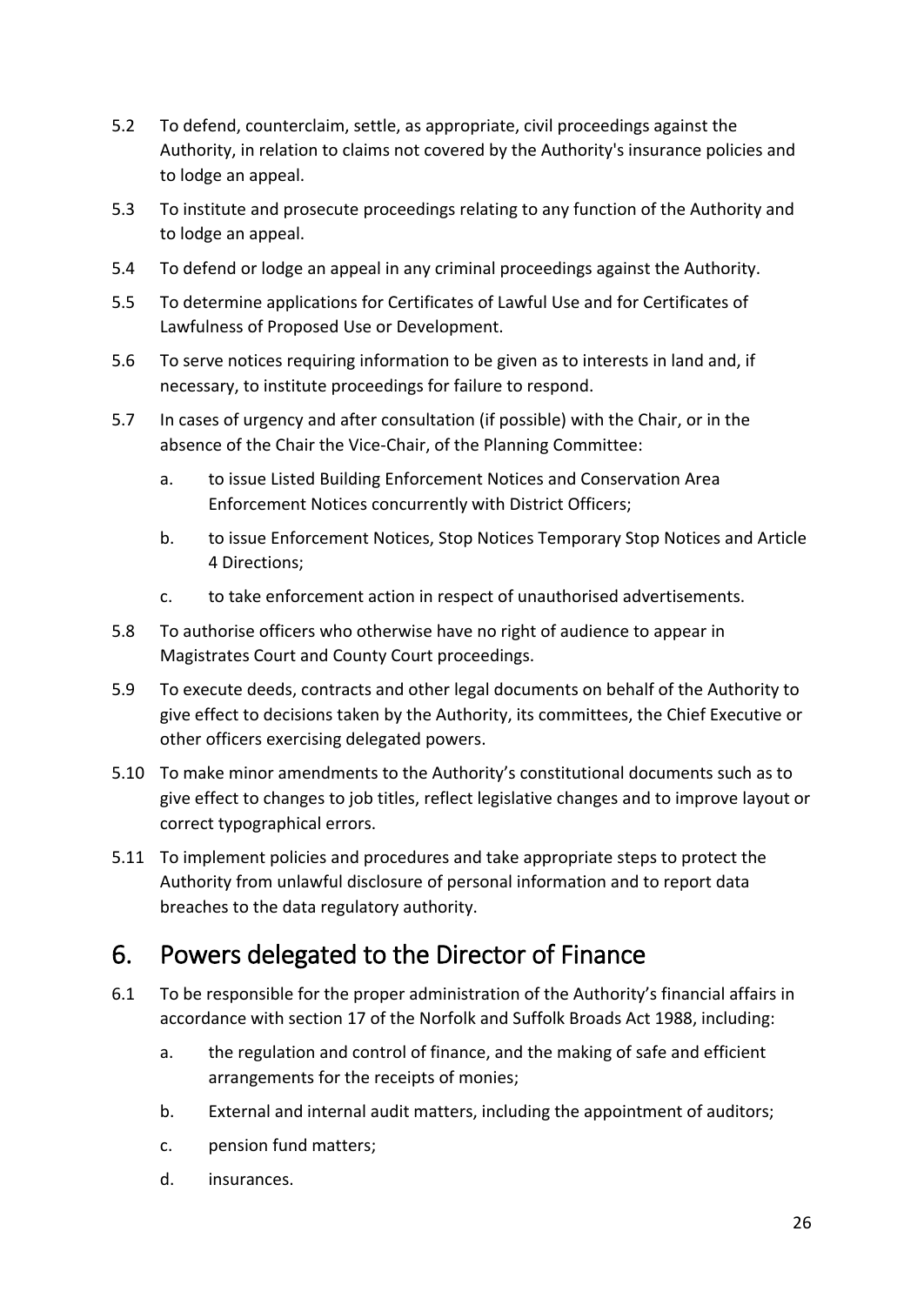5.2 To defend, counterclaim, settle, as appropriate, civil proceedings against the Authority, in relation to claims not covered by the Authority's insurance policies and to lodge an appeal.

5.3 To institute and prosecute proceedings relating to any function of the Authority and to lodge an appeal.

5.4 To defend or lodge an appeal in any criminal proceedings against the Authority.

5.5 To determine applications for Certificates of Lawful Use and for Certificates of Lawfulness of Proposed Use or Development.

5.6 To serve notices requiring information to be given as to interests in land and, if necessary, to institute proceedings for failure to respond.

5.7 In cases of urgency and after consultation (if possible) with the Chair, or in the absence of the Chair the Vice-Chair, of the Planning Committee:

   a. to issue Listed Building Enforcement Notices and Conservation Area Enforcement Notices concurrently with District Officers;

   b. to issue Enforcement Notices, Stop Notices Temporary Stop Notices and Article 4 Directions;

   c. to take enforcement action in respect of unauthorised advertisements.

5.8 To authorise officers who otherwise have no right of audience to appear in Magistrates Court and County Court proceedings.

5.9 To execute deeds, contracts and other legal documents on behalf of the Authority to give effect to decisions taken by the Authority, its committees, the Chief Executive or other officers exercising delegated powers.

5.10 To make minor amendments to the Authority's constitutional documents such as to give effect to changes to job titles, reflect legislative changes and to improve layout or correct typographical errors.

5.11 To implement policies and procedures and take appropriate steps to protect the Authority from unlawful disclosure of personal information and to report data breaches to the data regulatory authority.

## 6. Powers delegated to the Director of Finance

6.1 To be responsible for the proper administration of the Authority's financial affairs in accordance with section 17 of the Norfolk and Suffolk Broads Act 1988, including:

   a. the regulation and control of finance, and the making of safe and efficient arrangements for the receipts of monies;

   b. External and internal audit matters, including the appointment of auditors;

   c. pension fund matters;

   d. insurances.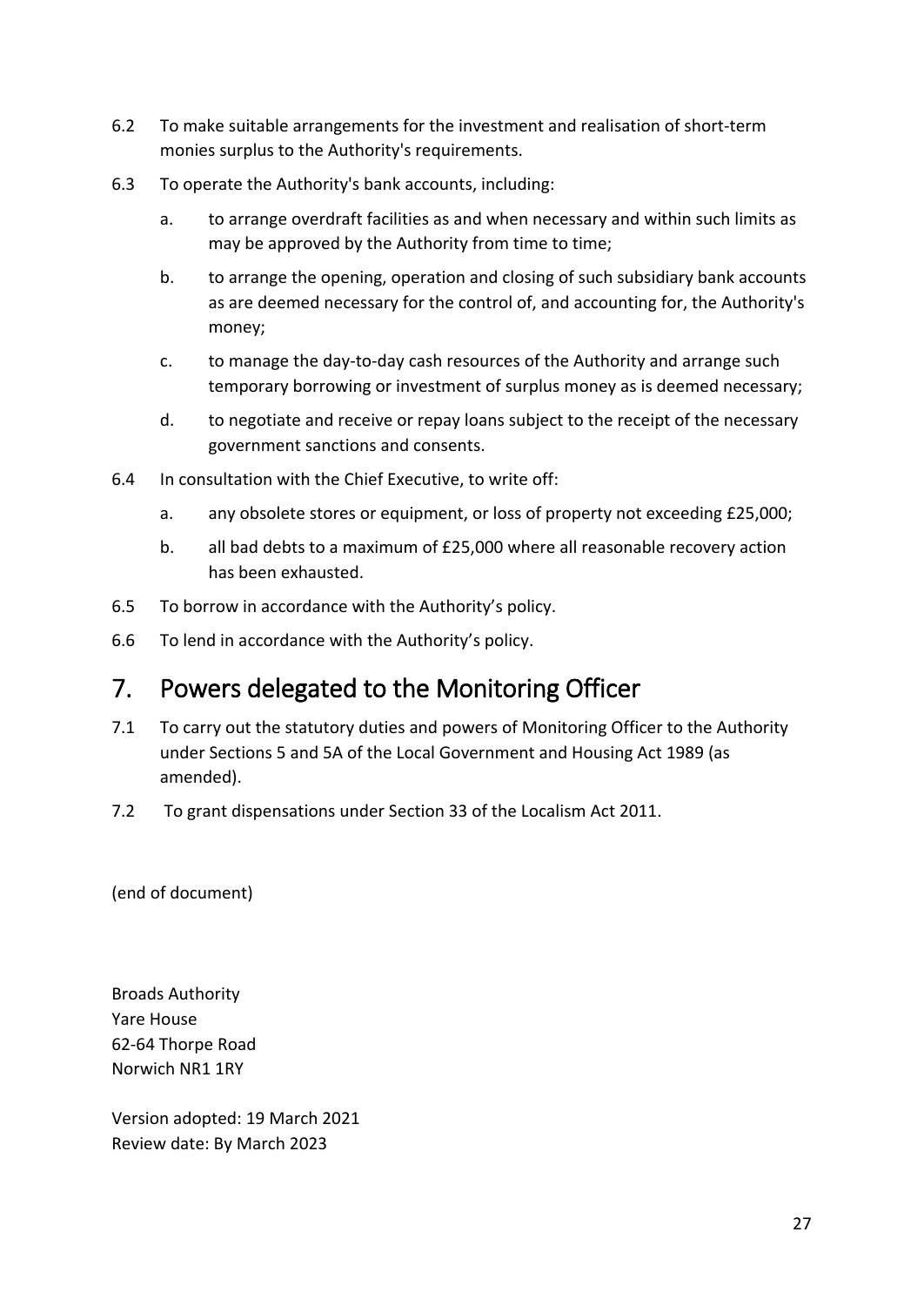6.2 To make suitable arrangements for the investment and realisation of short-term monies surplus to the Authority's requirements.

6.3 To operate the Authority's bank accounts, including:

  a. to arrange overdraft facilities as and when necessary and within such limits as may be approved by the Authority from time to time;

  b. to arrange the opening, operation and closing of such subsidiary bank accounts as are deemed necessary for the control of, and accounting for, the Authority's money;

  c. to manage the day-to-day cash resources of the Authority and arrange such temporary borrowing or investment of surplus money as is deemed necessary;

  d. to negotiate and receive or repay loans subject to the receipt of the necessary government sanctions and consents.

6.4 In consultation with the Chief Executive, to write off:

  a. any obsolete stores or equipment, or loss of property not exceeding £25,000;

  b. all bad debts to a maximum of £25,000 where all reasonable recovery action has been exhausted.

6.5 To borrow in accordance with the Authority's policy.

6.6 To lend in accordance with the Authority's policy.

# 7. Powers delegated to the Monitoring Officer

7.1 To carry out the statutory duties and powers of Monitoring Officer to the Authority under Sections 5 and 5A of the Local Government and Housing Act 1989 (as amended).

7.2 To grant dispensations under Section 33 of the Localism Act 2011.

(end of document)

Broads Authority
Yare House
62-64 Thorpe Road
Norwich NR1 1RY

Version adopted: 19 March 2021
Review date: By March 2023